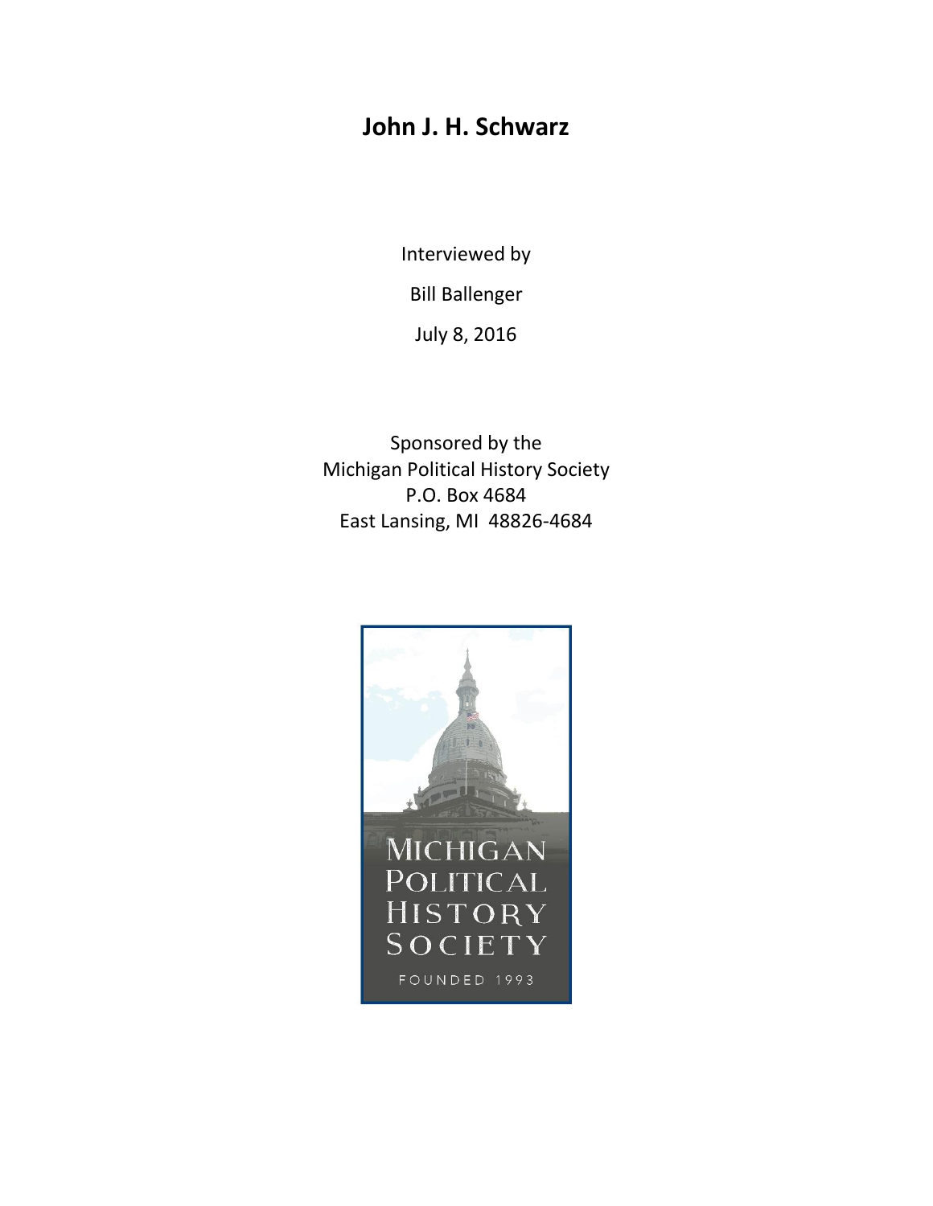# John J. H. Schwarz

Interviewed by

Bill Ballenger

July 8, 2016

Sponsored by the
Michigan Political History Society
P.O. Box 4684
East Lansing, MI 48826-4684

MICHIGAN
POLITICAL
HISTORY
SOCIETY

FOUNDED 1993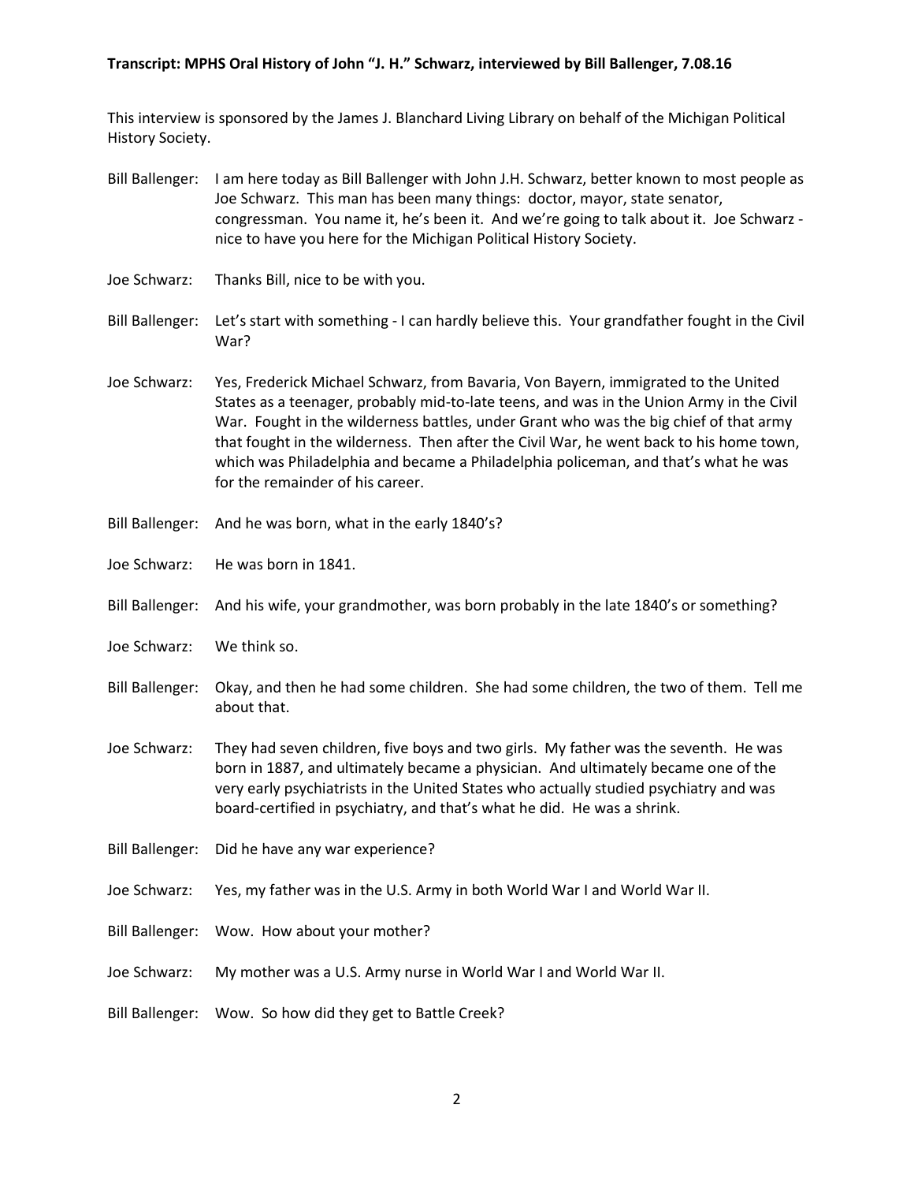**Transcript: MPHS Oral History of John "J. H." Schwarz, interviewed by Bill Ballenger, 7.08.16**

This interview is sponsored by the James J. Blanchard Living Library on behalf of the Michigan Political History Society.

**Bill Ballenger:** I am here today as Bill Ballenger with John J.H. Schwarz, better known to most people as Joe Schwarz. This man has been many things: doctor, mayor, state senator, congressman. You name it, he's been it. And we're going to talk about it. Joe Schwarz - nice to have you here for the Michigan Political History Society.

**Joe Schwarz:** Thanks Bill, nice to be with you.

**Bill Ballenger:** Let's start with something - I can hardly believe this. Your grandfather fought in the Civil War?

**Joe Schwarz:** Yes, Frederick Michael Schwarz, from Bavaria, Von Bayern, immigrated to the United States as a teenager, probably mid-to-late teens, and was in the Union Army in the Civil War. Fought in the wilderness battles, under Grant who was the big chief of that army that fought in the wilderness. Then after the Civil War, he went back to his home town, which was Philadelphia and became a Philadelphia policeman, and that's what he was for the remainder of his career.

**Bill Ballenger:** And he was born, what in the early 1840's?

**Joe Schwarz:** He was born in 1841.

**Bill Ballenger:** And his wife, your grandmother, was born probably in the late 1840's or something?

**Joe Schwarz:** We think so.

**Bill Ballenger:** Okay, and then he had some children. She had some children, the two of them. Tell me about that.

**Joe Schwarz:** They had seven children, five boys and two girls. My father was the seventh. He was born in 1887, and ultimately became a physician. And ultimately became one of the very early psychiatrists in the United States who actually studied psychiatry and was board-certified in psychiatry, and that's what he did. He was a shrink.

**Bill Ballenger:** Did he have any war experience?

**Joe Schwarz:** Yes, my father was in the U.S. Army in both World War I and World War II.

**Bill Ballenger:** Wow. How about your mother?

**Joe Schwarz:** My mother was a U.S. Army nurse in World War I and World War II.

**Bill Ballenger:** Wow. So how did they get to Battle Creek?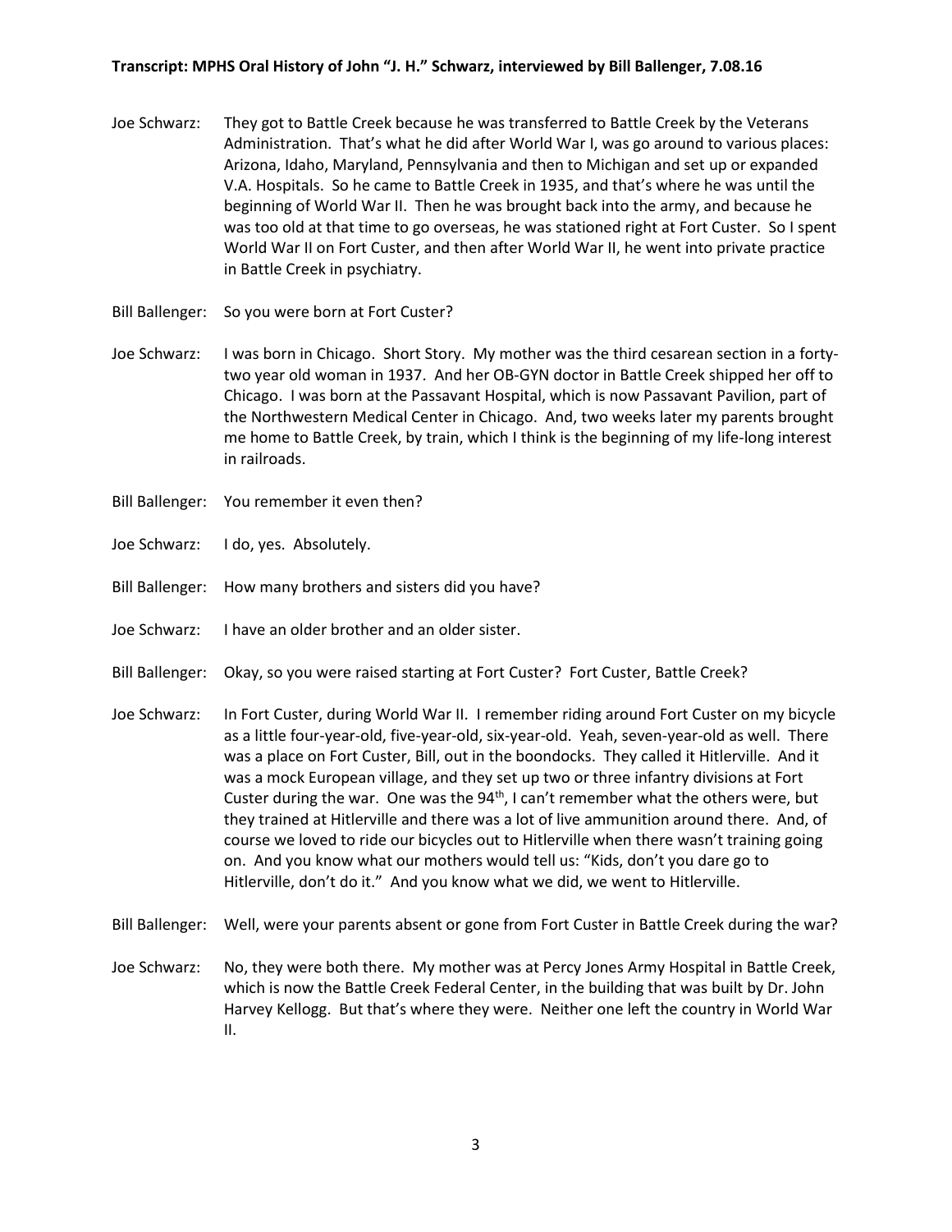Joe Schwarz: They got to Battle Creek because he was transferred to Battle Creek by the Veterans Administration. That's what he did after World War I, was go around to various places: Arizona, Idaho, Maryland, Pennsylvania and then to Michigan and set up or expanded V.A. Hospitals. So he came to Battle Creek in 1935, and that's where he was until the beginning of World War II. Then he was brought back into the army, and because he was too old at that time to go overseas, he was stationed right at Fort Custer. So I spent World War II on Fort Custer, and then after World War II, he went into private practice in Battle Creek in psychiatry.

Bill Ballenger: So you were born at Fort Custer?

Joe Schwarz: I was born in Chicago. Short Story. My mother was the third cesarean section in a forty-two year old woman in 1937. And her OB-GYN doctor in Battle Creek shipped her off to Chicago. I was born at the Passavant Hospital, which is now Passavant Pavilion, part of the Northwestern Medical Center in Chicago. And, two weeks later my parents brought me home to Battle Creek, by train, which I think is the beginning of my life-long interest in railroads.

Bill Ballenger: You remember it even then?

Joe Schwarz: I do, yes. Absolutely.

Bill Ballenger: How many brothers and sisters did you have?

Joe Schwarz: I have an older brother and an older sister.

Bill Ballenger: Okay, so you were raised starting at Fort Custer? Fort Custer, Battle Creek?

Joe Schwarz: In Fort Custer, during World War II. I remember riding around Fort Custer on my bicycle as a little four-year-old, five-year-old, six-year-old. Yeah, seven-year-old as well. There was a place on Fort Custer, Bill, out in the boondocks. They called it Hitlerville. And it was a mock European village, and they set up two or three infantry divisions at Fort Custer during the war. One was the 94th, I can't remember what the others were, but they trained at Hitlerville and there was a lot of live ammunition around there. And, of course we loved to ride our bicycles out to Hitlerville when there wasn't training going on. And you know what our mothers would tell us: "Kids, don't you dare go to Hitlerville, don't do it." And you know what we did, we went to Hitlerville.

Bill Ballenger: Well, were your parents absent or gone from Fort Custer in Battle Creek during the war?

Joe Schwarz: No, they were both there. My mother was at Percy Jones Army Hospital in Battle Creek, which is now the Battle Creek Federal Center, in the building that was built by Dr. John Harvey Kellogg. But that's where they were. Neither one left the country in World War II.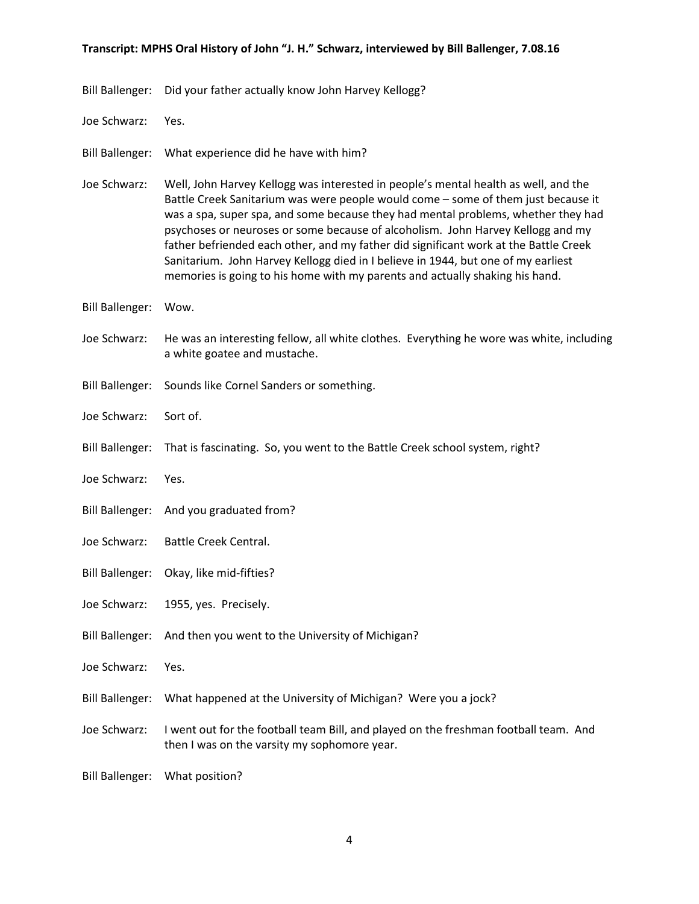Bill Ballenger: Did your father actually know John Harvey Kellogg?

Joe Schwarz: Yes.

Bill Ballenger: What experience did he have with him?

Joe Schwarz: Well, John Harvey Kellogg was interested in people's mental health as well, and the Battle Creek Sanitarium was were people would come – some of them just because it was a spa, super spa, and some because they had mental problems, whether they had psychoses or neuroses or some because of alcoholism. John Harvey Kellogg and my father befriended each other, and my father did significant work at the Battle Creek Sanitarium. John Harvey Kellogg died in I believe in 1944, but one of my earliest memories is going to his home with my parents and actually shaking his hand.

Bill Ballenger: Wow.

Joe Schwarz: He was an interesting fellow, all white clothes. Everything he wore was white, including a white goatee and mustache.

Bill Ballenger: Sounds like Cornel Sanders or something.

Joe Schwarz: Sort of.

Bill Ballenger: That is fascinating. So, you went to the Battle Creek school system, right?

Joe Schwarz: Yes.

Bill Ballenger: And you graduated from?

Joe Schwarz: Battle Creek Central.

Bill Ballenger: Okay, like mid-fifties?

Joe Schwarz: 1955, yes. Precisely.

Bill Ballenger: And then you went to the University of Michigan?

Joe Schwarz: Yes.

Bill Ballenger: What happened at the University of Michigan? Were you a jock?

Joe Schwarz: I went out for the football team Bill, and played on the freshman football team. And then I was on the varsity my sophomore year.

Bill Ballenger: What position?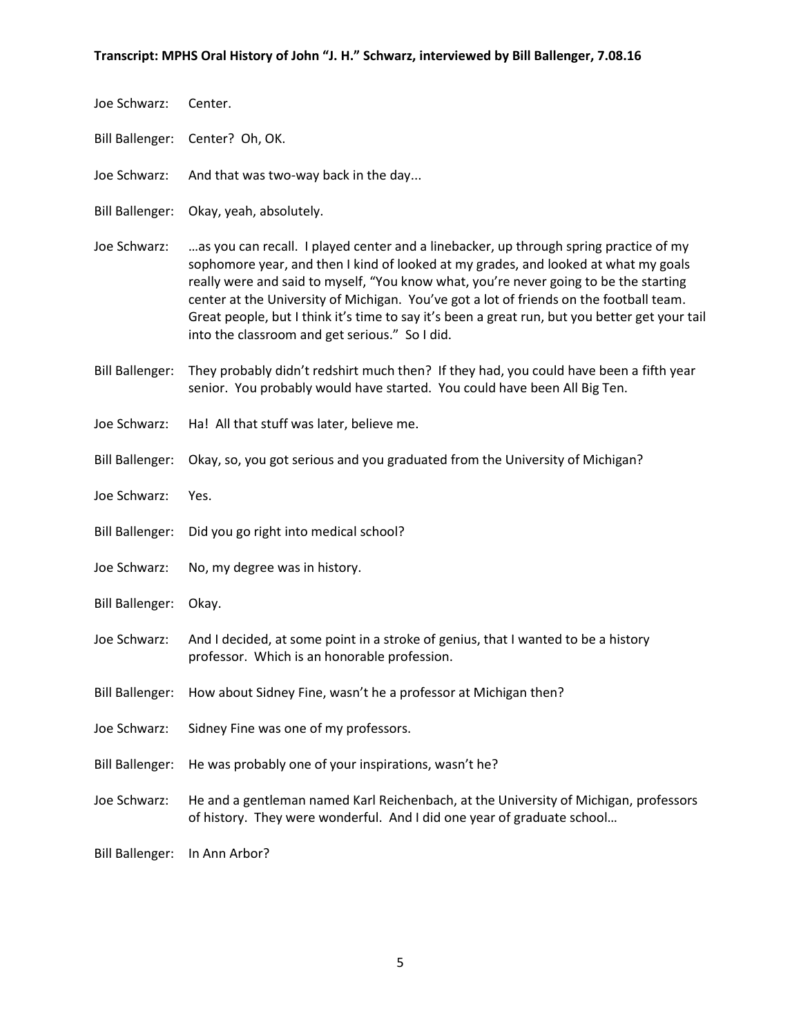Joe Schwarz: Center.

Bill Ballenger: Center? Oh, OK.

Joe Schwarz: And that was two-way back in the day...

Bill Ballenger: Okay, yeah, absolutely.

Joe Schwarz: …as you can recall. I played center and a linebacker, up through spring practice of my sophomore year, and then I kind of looked at my grades, and looked at what my goals really were and said to myself, "You know what, you're never going to be the starting center at the University of Michigan. You've got a lot of friends on the football team. Great people, but I think it's time to say it's been a great run, but you better get your tail into the classroom and get serious." So I did.

Bill Ballenger: They probably didn't redshirt much then? If they had, you could have been a fifth year senior. You probably would have started. You could have been All Big Ten.

Joe Schwarz: Ha! All that stuff was later, believe me.

Bill Ballenger: Okay, so, you got serious and you graduated from the University of Michigan?

Joe Schwarz: Yes.

Bill Ballenger: Did you go right into medical school?

Joe Schwarz: No, my degree was in history.

Bill Ballenger: Okay.

Joe Schwarz: And I decided, at some point in a stroke of genius, that I wanted to be a history professor. Which is an honorable profession.

Bill Ballenger: How about Sidney Fine, wasn't he a professor at Michigan then?

Joe Schwarz: Sidney Fine was one of my professors.

Bill Ballenger: He was probably one of your inspirations, wasn't he?

Joe Schwarz: He and a gentleman named Karl Reichenbach, at the University of Michigan, professors of history. They were wonderful. And I did one year of graduate school…

Bill Ballenger: In Ann Arbor?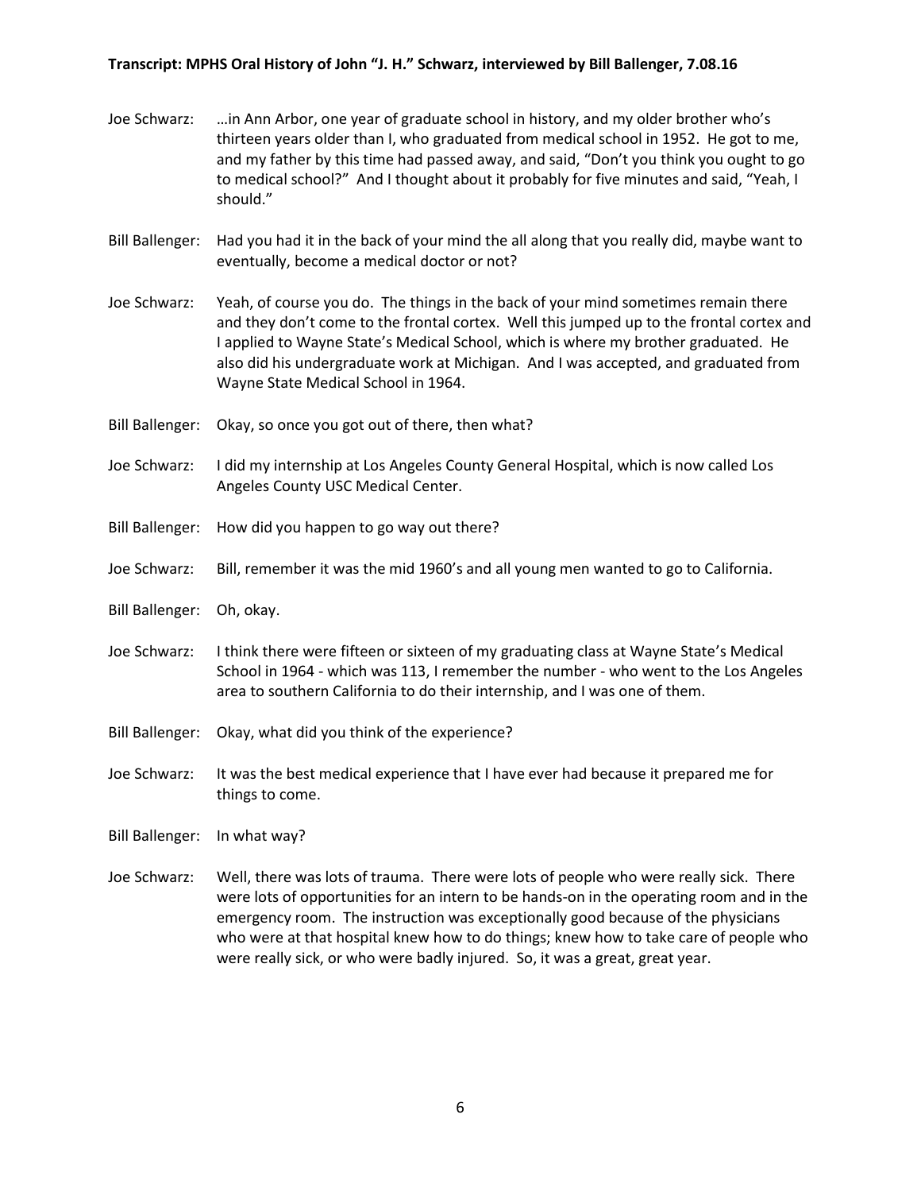Joe Schwarz: …in Ann Arbor, one year of graduate school in history, and my older brother who's thirteen years older than I, who graduated from medical school in 1952. He got to me, and my father by this time had passed away, and said, "Don't you think you ought to go to medical school?" And I thought about it probably for five minutes and said, "Yeah, I should."

Bill Ballenger: Had you had it in the back of your mind the all along that you really did, maybe want to eventually, become a medical doctor or not?

Joe Schwarz: Yeah, of course you do. The things in the back of your mind sometimes remain there and they don't come to the frontal cortex. Well this jumped up to the frontal cortex and I applied to Wayne State's Medical School, which is where my brother graduated. He also did his undergraduate work at Michigan. And I was accepted, and graduated from Wayne State Medical School in 1964.

Bill Ballenger: Okay, so once you got out of there, then what?

Joe Schwarz: I did my internship at Los Angeles County General Hospital, which is now called Los Angeles County USC Medical Center.

Bill Ballenger: How did you happen to go way out there?

Joe Schwarz: Bill, remember it was the mid 1960's and all young men wanted to go to California.

Bill Ballenger: Oh, okay.

Joe Schwarz: I think there were fifteen or sixteen of my graduating class at Wayne State's Medical School in 1964 - which was 113, I remember the number - who went to the Los Angeles area to southern California to do their internship, and I was one of them.

Bill Ballenger: Okay, what did you think of the experience?

Joe Schwarz: It was the best medical experience that I have ever had because it prepared me for things to come.

Bill Ballenger: In what way?

Joe Schwarz: Well, there was lots of trauma. There were lots of people who were really sick. There were lots of opportunities for an intern to be hands-on in the operating room and in the emergency room. The instruction was exceptionally good because of the physicians who were at that hospital knew how to do things; knew how to take care of people who were really sick, or who were badly injured. So, it was a great, great year.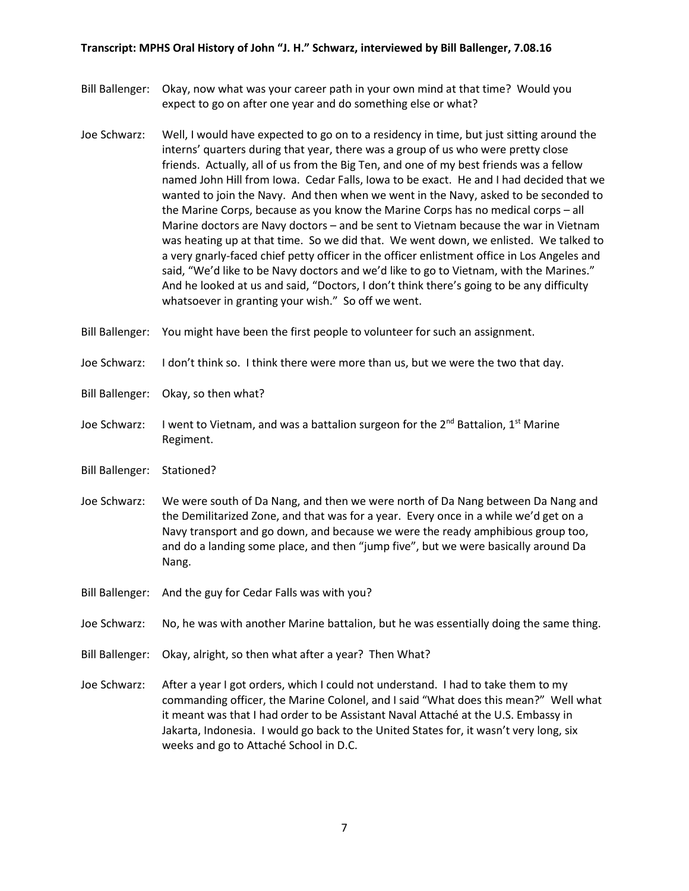Bill Ballenger: Okay, now what was your career path in your own mind at that time? Would you expect to go on after one year and do something else or what?

Joe Schwarz: Well, I would have expected to go on to a residency in time, but just sitting around the interns' quarters during that year, there was a group of us who were pretty close friends. Actually, all of us from the Big Ten, and one of my best friends was a fellow named John Hill from Iowa. Cedar Falls, Iowa to be exact. He and I had decided that we wanted to join the Navy. And then when we went in the Navy, asked to be seconded to the Marine Corps, because as you know the Marine Corps has no medical corps – all Marine doctors are Navy doctors – and be sent to Vietnam because the war in Vietnam was heating up at that time. So we did that. We went down, we enlisted. We talked to a very gnarly-faced chief petty officer in the officer enlistment office in Los Angeles and said, "We'd like to be Navy doctors and we'd like to go to Vietnam, with the Marines." And he looked at us and said, "Doctors, I don't think there's going to be any difficulty whatsoever in granting your wish." So off we went.

Bill Ballenger: You might have been the first people to volunteer for such an assignment.

Joe Schwarz: I don't think so. I think there were more than us, but we were the two that day.

Bill Ballenger: Okay, so then what?

Joe Schwarz: I went to Vietnam, and was a battalion surgeon for the 2nd Battalion, 1st Marine Regiment.

Bill Ballenger: Stationed?

Joe Schwarz: We were south of Da Nang, and then we were north of Da Nang between Da Nang and the Demilitarized Zone, and that was for a year. Every once in a while we'd get on a Navy transport and go down, and because we were the ready amphibious group too, and do a landing some place, and then "jump five", but we were basically around Da Nang.

Bill Ballenger: And the guy for Cedar Falls was with you?

Joe Schwarz: No, he was with another Marine battalion, but he was essentially doing the same thing.

Bill Ballenger: Okay, alright, so then what after a year? Then What?

Joe Schwarz: After a year I got orders, which I could not understand. I had to take them to my commanding officer, the Marine Colonel, and I said "What does this mean?" Well what it meant was that I had order to be Assistant Naval Attaché at the U.S. Embassy in Jakarta, Indonesia. I would go back to the United States for, it wasn't very long, six weeks and go to Attaché School in D.C.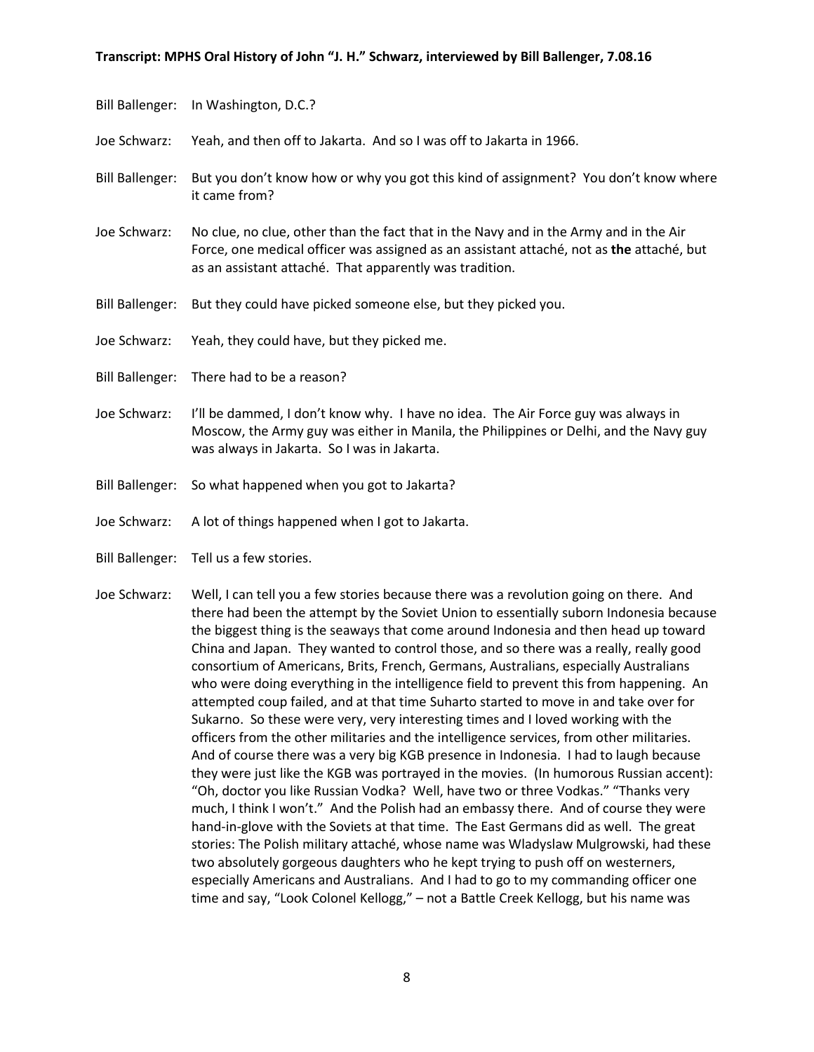Bill Ballenger: In Washington, D.C.?

Joe Schwarz: Yeah, and then off to Jakarta. And so I was off to Jakarta in 1966.

Bill Ballenger: But you don't know how or why you got this kind of assignment? You don't know where it came from?

Joe Schwarz: No clue, no clue, other than the fact that in the Navy and in the Army and in the Air Force, one medical officer was assigned as an assistant attaché, not as **the** attaché, but as an assistant attaché. That apparently was tradition.

Bill Ballenger: But they could have picked someone else, but they picked you.

Joe Schwarz: Yeah, they could have, but they picked me.

Bill Ballenger: There had to be a reason?

Joe Schwarz: I'll be dammed, I don't know why. I have no idea. The Air Force guy was always in Moscow, the Army guy was either in Manila, the Philippines or Delhi, and the Navy guy was always in Jakarta. So I was in Jakarta.

Bill Ballenger: So what happened when you got to Jakarta?

Joe Schwarz: A lot of things happened when I got to Jakarta.

Bill Ballenger: Tell us a few stories.

Joe Schwarz: Well, I can tell you a few stories because there was a revolution going on there. And there had been the attempt by the Soviet Union to essentially suborn Indonesia because the biggest thing is the seaways that come around Indonesia and then head up toward China and Japan. They wanted to control those, and so there was a really, really good consortium of Americans, Brits, French, Germans, Australians, especially Australians who were doing everything in the intelligence field to prevent this from happening. An attempted coup failed, and at that time Suharto started to move in and take over for Sukarno. So these were very, very interesting times and I loved working with the officers from the other militaries and the intelligence services, from other militaries. And of course there was a very big KGB presence in Indonesia. I had to laugh because they were just like the KGB was portrayed in the movies. (In humorous Russian accent): "Oh, doctor you like Russian Vodka? Well, have two or three Vodkas." "Thanks very much, I think I won't." And the Polish had an embassy there. And of course they were hand-in-glove with the Soviets at that time. The East Germans did as well. The great stories: The Polish military attaché, whose name was Wladyslaw Mulgrowski, had these two absolutely gorgeous daughters who he kept trying to push off on westerners, especially Americans and Australians. And I had to go to my commanding officer one time and say, "Look Colonel Kellogg," – not a Battle Creek Kellogg, but his name was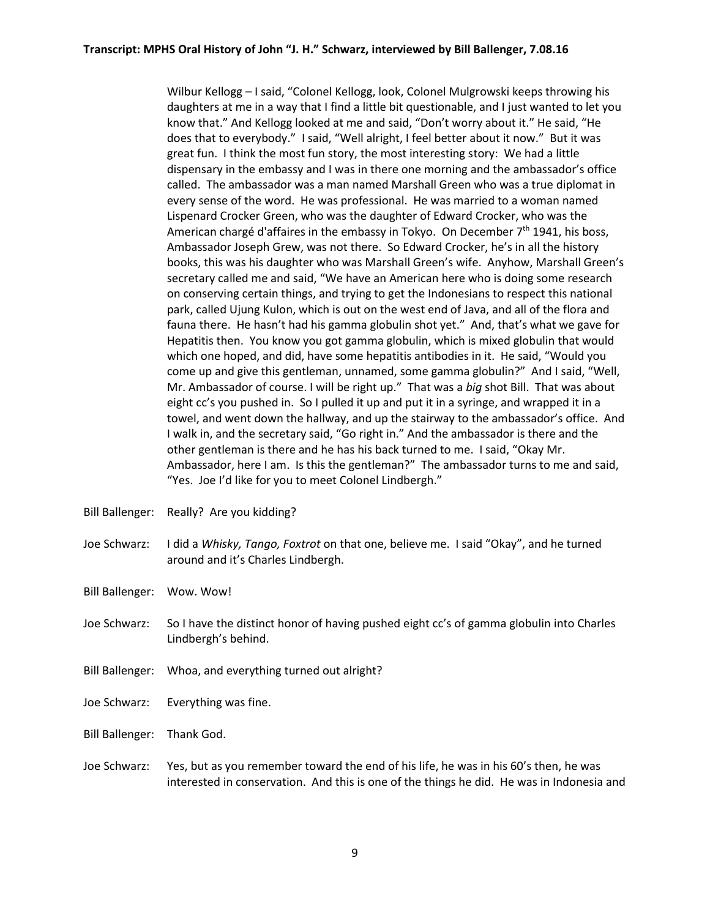Wilbur Kellogg – I said, "Colonel Kellogg, look, Colonel Mulgrowski keeps throwing his daughters at me in a way that I find a little bit questionable, and I just wanted to let you know that." And Kellogg looked at me and said, "Don't worry about it." He said, "He does that to everybody." I said, "Well alright, I feel better about it now." But it was great fun. I think the most fun story, the most interesting story: We had a little dispensary in the embassy and I was in there one morning and the ambassador's office called. The ambassador was a man named Marshall Green who was a true diplomat in every sense of the word. He was professional. He was married to a woman named Lispenard Crocker Green, who was the daughter of Edward Crocker, who was the American chargé d'affaires in the embassy in Tokyo. On December 7th 1941, his boss, Ambassador Joseph Grew, was not there. So Edward Crocker, he's in all the history books, this was his daughter who was Marshall Green's wife. Anyhow, Marshall Green's secretary called me and said, "We have an American here who is doing some research on conserving certain things, and trying to get the Indonesians to respect this national park, called Ujung Kulon, which is out on the west end of Java, and all of the flora and fauna there. He hasn't had his gamma globulin shot yet." And, that's what we gave for Hepatitis then. You know you got gamma globulin, which is mixed globulin that would which one hoped, and did, have some hepatitis antibodies in it. He said, "Would you come up and give this gentleman, unnamed, some gamma globulin?" And I said, "Well, Mr. Ambassador of course. I will be right up." That was a *big* shot Bill. That was about eight cc's you pushed in. So I pulled it up and put it in a syringe, and wrapped it in a towel, and went down the hallway, and up the stairway to the ambassador's office. And I walk in, and the secretary said, "Go right in." And the ambassador is there and the other gentleman is there and he has his back turned to me. I said, "Okay Mr. Ambassador, here I am. Is this the gentleman?" The ambassador turns to me and said, "Yes. Joe I'd like for you to meet Colonel Lindbergh."

Bill Ballenger: Really? Are you kidding?

Joe Schwarz: I did a *Whisky, Tango, Foxtrot* on that one, believe me. I said "Okay", and he turned around and it's Charles Lindbergh.

Bill Ballenger: Wow. Wow!

Joe Schwarz: So I have the distinct honor of having pushed eight cc's of gamma globulin into Charles Lindbergh's behind.

Bill Ballenger: Whoa, and everything turned out alright?

Joe Schwarz: Everything was fine.

Bill Ballenger: Thank God.

Joe Schwarz: Yes, but as you remember toward the end of his life, he was in his 60's then, he was interested in conservation. And this is one of the things he did. He was in Indonesia and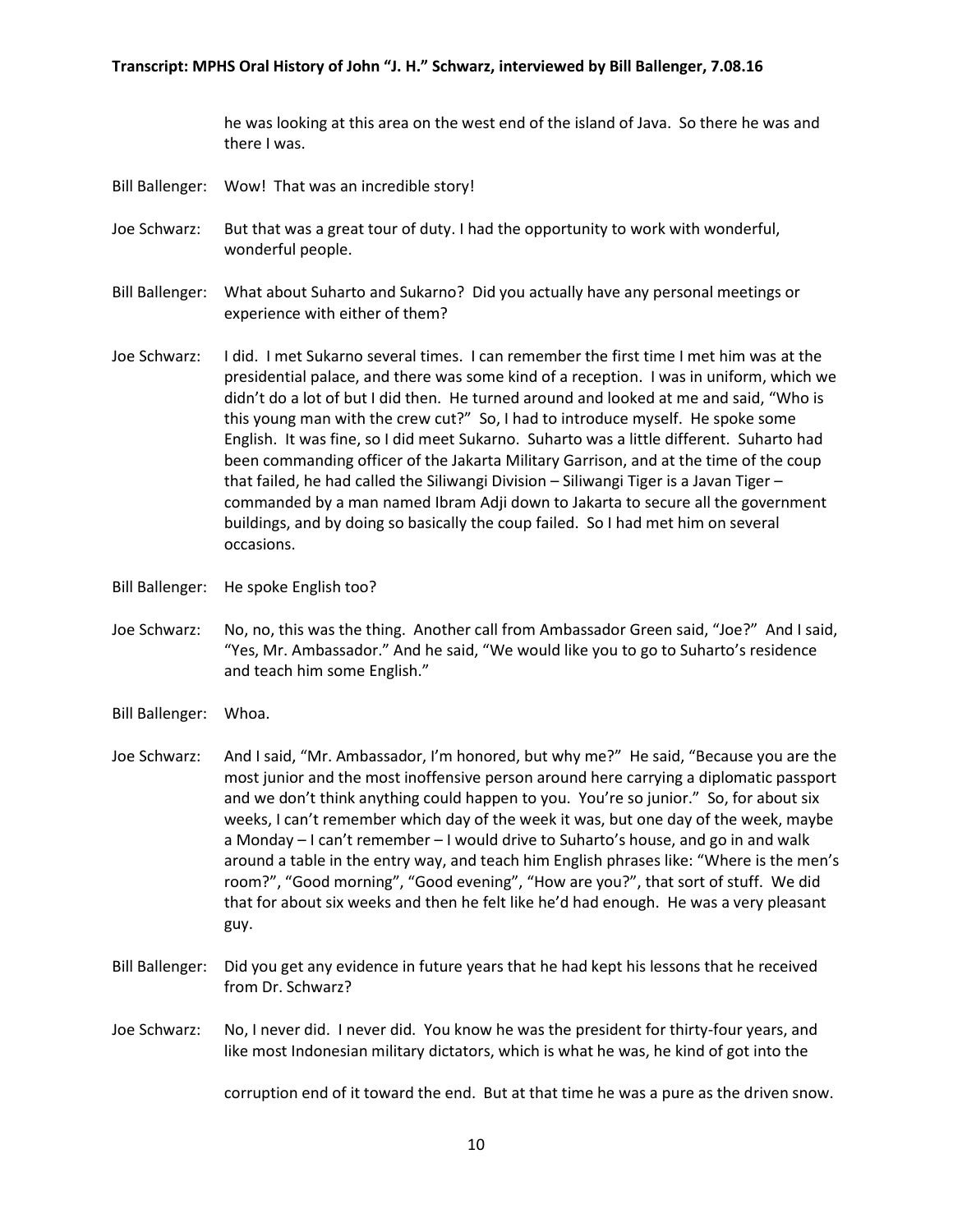he was looking at this area on the west end of the island of Java. So there he was and there I was.

Bill Ballenger: Wow! That was an incredible story!

Joe Schwarz: But that was a great tour of duty. I had the opportunity to work with wonderful, wonderful people.

Bill Ballenger: What about Suharto and Sukarno? Did you actually have any personal meetings or experience with either of them?

Joe Schwarz: I did. I met Sukarno several times. I can remember the first time I met him was at the presidential palace, and there was some kind of a reception. I was in uniform, which we didn't do a lot of but I did then. He turned around and looked at me and said, "Who is this young man with the crew cut?" So, I had to introduce myself. He spoke some English. It was fine, so I did meet Sukarno. Suharto was a little different. Suharto had been commanding officer of the Jakarta Military Garrison, and at the time of the coup that failed, he had called the Siliwangi Division – Siliwangi Tiger is a Javan Tiger – commanded by a man named Ibram Adji down to Jakarta to secure all the government buildings, and by doing so basically the coup failed. So I had met him on several occasions.

Bill Ballenger: He spoke English too?

Joe Schwarz: No, no, this was the thing. Another call from Ambassador Green said, "Joe?" And I said, "Yes, Mr. Ambassador." And he said, "We would like you to go to Suharto's residence and teach him some English."

Bill Ballenger: Whoa.

Joe Schwarz: And I said, "Mr. Ambassador, I'm honored, but why me?" He said, "Because you are the most junior and the most inoffensive person around here carrying a diplomatic passport and we don't think anything could happen to you. You're so junior." So, for about six weeks, I can't remember which day of the week it was, but one day of the week, maybe a Monday – I can't remember – I would drive to Suharto's house, and go in and walk around a table in the entry way, and teach him English phrases like: "Where is the men's room?", "Good morning", "Good evening", "How are you?", that sort of stuff. We did that for about six weeks and then he felt like he'd had enough. He was a very pleasant guy.

Bill Ballenger: Did you get any evidence in future years that he had kept his lessons that he received from Dr. Schwarz?

Joe Schwarz: No, I never did. I never did. You know he was the president for thirty-four years, and like most Indonesian military dictators, which is what he was, he kind of got into the corruption end of it toward the end. But at that time he was a pure as the driven snow.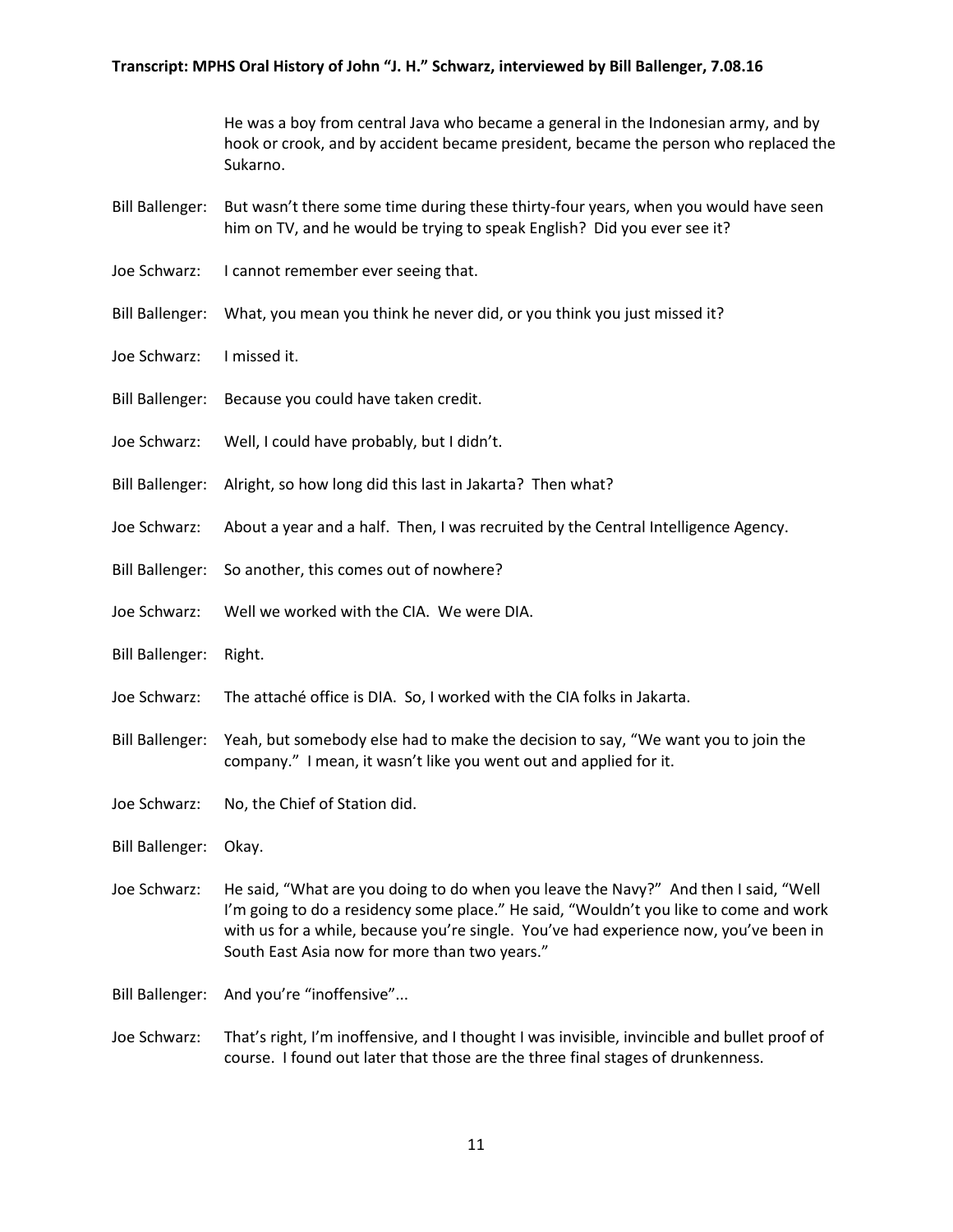He was a boy from central Java who became a general in the Indonesian army, and by hook or crook, and by accident became president, became the person who replaced the Sukarno.

Bill Ballenger: But wasn't there some time during these thirty-four years, when you would have seen him on TV, and he would be trying to speak English? Did you ever see it?

Joe Schwarz: I cannot remember ever seeing that.

Bill Ballenger: What, you mean you think he never did, or you think you just missed it?

Joe Schwarz: I missed it.

Bill Ballenger: Because you could have taken credit.

Joe Schwarz: Well, I could have probably, but I didn't.

Bill Ballenger: Alright, so how long did this last in Jakarta? Then what?

Joe Schwarz: About a year and a half. Then, I was recruited by the Central Intelligence Agency.

Bill Ballenger: So another, this comes out of nowhere?

Joe Schwarz: Well we worked with the CIA. We were DIA.

Bill Ballenger: Right.

Joe Schwarz: The attaché office is DIA. So, I worked with the CIA folks in Jakarta.

Bill Ballenger: Yeah, but somebody else had to make the decision to say, "We want you to join the company." I mean, it wasn't like you went out and applied for it.

Joe Schwarz: No, the Chief of Station did.

Bill Ballenger: Okay.

Joe Schwarz: He said, "What are you doing to do when you leave the Navy?" And then I said, "Well I'm going to do a residency some place." He said, "Wouldn't you like to come and work with us for a while, because you're single. You've had experience now, you've been in South East Asia now for more than two years."

Bill Ballenger: And you're "inoffensive"...

Joe Schwarz: That's right, I'm inoffensive, and I thought I was invisible, invincible and bullet proof of course. I found out later that those are the three final stages of drunkenness.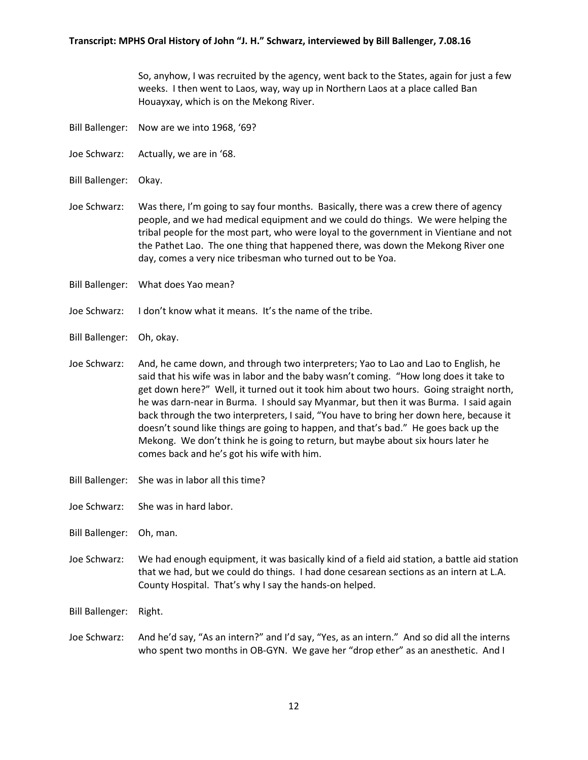So, anyhow, I was recruited by the agency, went back to the States, again for just a few weeks. I then went to Laos, way, way up in Northern Laos at a place called Ban Houayxay, which is on the Mekong River.

Bill Ballenger: Now are we into 1968, '69?

Joe Schwarz: Actually, we are in '68.

Bill Ballenger: Okay.

Joe Schwarz: Was there, I'm going to say four months. Basically, there was a crew there of agency people, and we had medical equipment and we could do things. We were helping the tribal people for the most part, who were loyal to the government in Vientiane and not the Pathet Lao. The one thing that happened there, was down the Mekong River one day, comes a very nice tribesman who turned out to be Yoa.

Bill Ballenger: What does Yao mean?

Joe Schwarz: I don't know what it means. It's the name of the tribe.

Bill Ballenger: Oh, okay.

Joe Schwarz: And, he came down, and through two interpreters; Yao to Lao and Lao to English, he said that his wife was in labor and the baby wasn't coming. "How long does it take to get down here?" Well, it turned out it took him about two hours. Going straight north, he was darn-near in Burma. I should say Myanmar, but then it was Burma. I said again back through the two interpreters, I said, "You have to bring her down here, because it doesn't sound like things are going to happen, and that's bad." He goes back up the Mekong. We don't think he is going to return, but maybe about six hours later he comes back and he's got his wife with him.

Bill Ballenger: She was in labor all this time?

Joe Schwarz: She was in hard labor.

Bill Ballenger: Oh, man.

Joe Schwarz: We had enough equipment, it was basically kind of a field aid station, a battle aid station that we had, but we could do things. I had done cesarean sections as an intern at L.A. County Hospital. That's why I say the hands-on helped.

Bill Ballenger: Right.

Joe Schwarz: And he'd say, "As an intern?" and I'd say, "Yes, as an intern." And so did all the interns who spent two months in OB-GYN. We gave her "drop ether" as an anesthetic. And I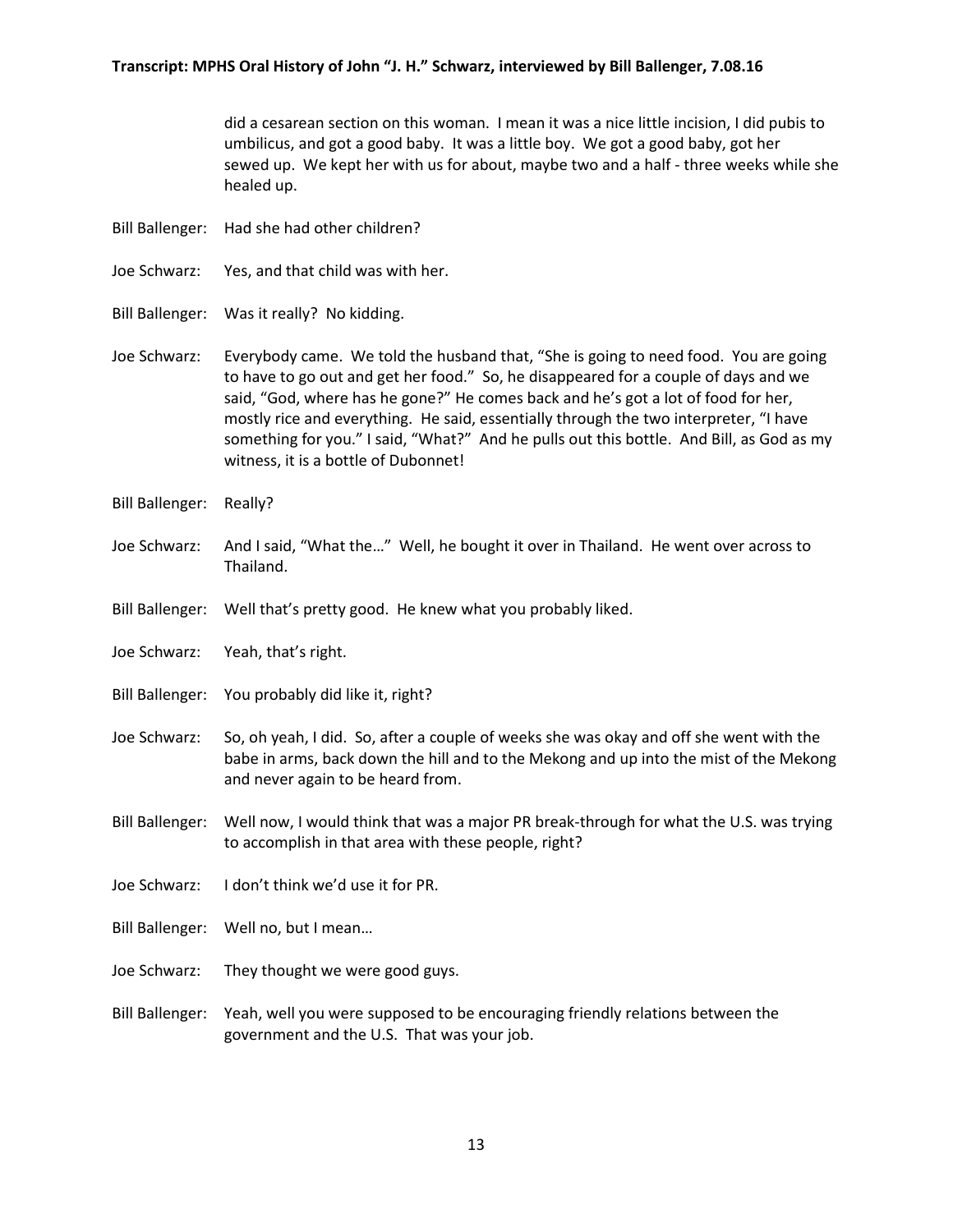did a cesarean section on this woman. I mean it was a nice little incision, I did pubis to umbilicus, and got a good baby. It was a little boy. We got a good baby, got her sewed up. We kept her with us for about, maybe two and a half - three weeks while she healed up.

Bill Ballenger: Had she had other children?

Joe Schwarz: Yes, and that child was with her.

Bill Ballenger: Was it really? No kidding.

Joe Schwarz: Everybody came. We told the husband that, "She is going to need food. You are going to have to go out and get her food." So, he disappeared for a couple of days and we said, "God, where has he gone?" He comes back and he's got a lot of food for her, mostly rice and everything. He said, essentially through the two interpreter, "I have something for you." I said, "What?" And he pulls out this bottle. And Bill, as God as my witness, it is a bottle of Dubonnet!

Bill Ballenger: Really?

Joe Schwarz: And I said, "What the…" Well, he bought it over in Thailand. He went over across to Thailand.

Bill Ballenger: Well that's pretty good. He knew what you probably liked.

Joe Schwarz: Yeah, that's right.

Bill Ballenger: You probably did like it, right?

Joe Schwarz: So, oh yeah, I did. So, after a couple of weeks she was okay and off she went with the babe in arms, back down the hill and to the Mekong and up into the mist of the Mekong and never again to be heard from.

Bill Ballenger: Well now, I would think that was a major PR break-through for what the U.S. was trying to accomplish in that area with these people, right?

Joe Schwarz: I don't think we'd use it for PR.

Bill Ballenger: Well no, but I mean…

Joe Schwarz: They thought we were good guys.

Bill Ballenger: Yeah, well you were supposed to be encouraging friendly relations between the government and the U.S. That was your job.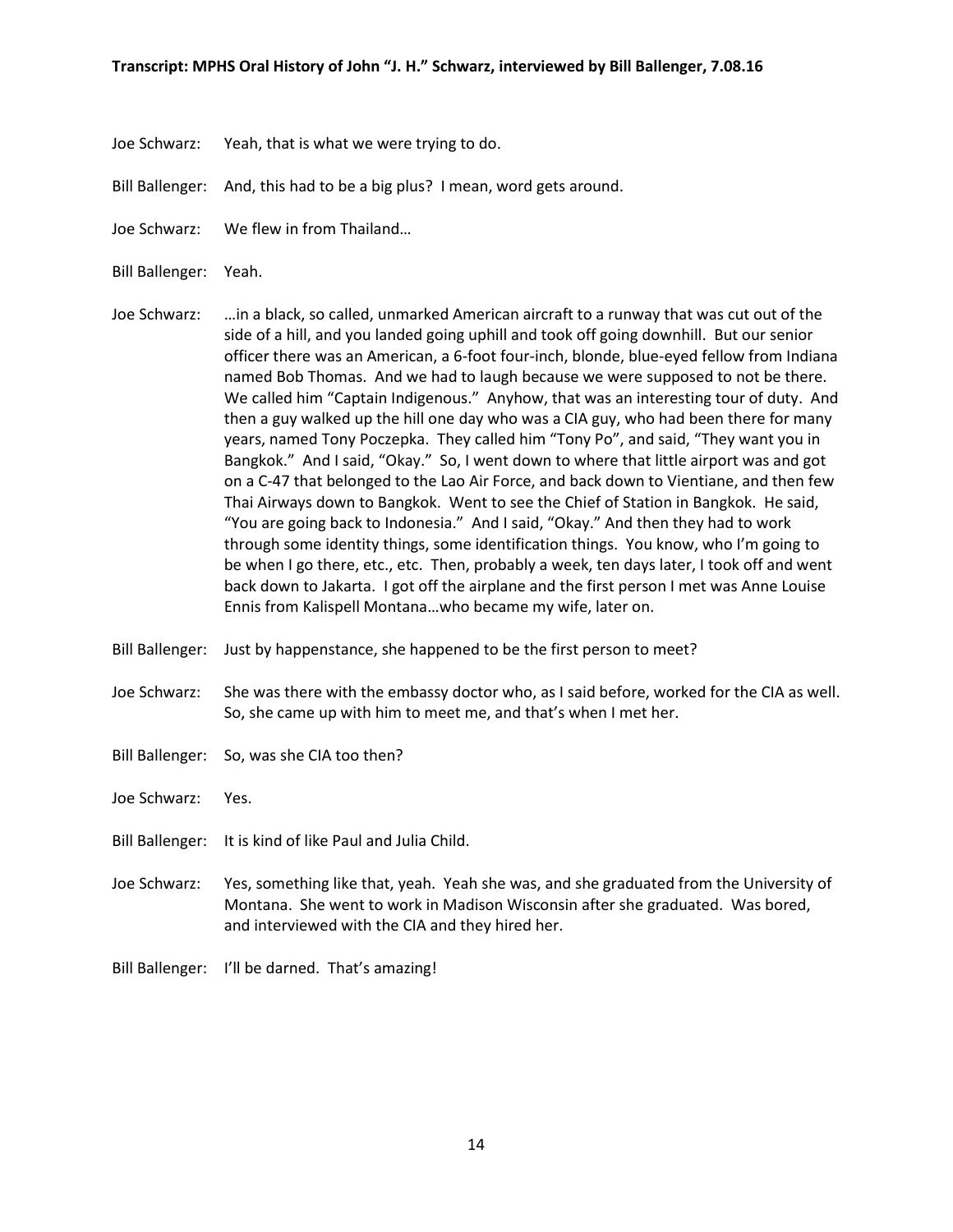Joe Schwarz: Yeah, that is what we were trying to do.

Bill Ballenger: And, this had to be a big plus? I mean, word gets around.

Joe Schwarz: We flew in from Thailand…

Bill Ballenger: Yeah.

Joe Schwarz: …in a black, so called, unmarked American aircraft to a runway that was cut out of the side of a hill, and you landed going uphill and took off going downhill. But our senior officer there was an American, a 6-foot four-inch, blonde, blue-eyed fellow from Indiana named Bob Thomas. And we had to laugh because we were supposed to not be there. We called him "Captain Indigenous." Anyhow, that was an interesting tour of duty. And then a guy walked up the hill one day who was a CIA guy, who had been there for many years, named Tony Poczepka. They called him "Tony Po", and said, "They want you in Bangkok." And I said, "Okay." So, I went down to where that little airport was and got on a C-47 that belonged to the Lao Air Force, and back down to Vientiane, and then few Thai Airways down to Bangkok. Went to see the Chief of Station in Bangkok. He said, "You are going back to Indonesia." And I said, "Okay." And then they had to work through some identity things, some identification things. You know, who I'm going to be when I go there, etc., etc. Then, probably a week, ten days later, I took off and went back down to Jakarta. I got off the airplane and the first person I met was Anne Louise Ennis from Kalispell Montana…who became my wife, later on.

Bill Ballenger: Just by happenstance, she happened to be the first person to meet?

Joe Schwarz: She was there with the embassy doctor who, as I said before, worked for the CIA as well. So, she came up with him to meet me, and that's when I met her.

Bill Ballenger: So, was she CIA too then?

Joe Schwarz: Yes.

Bill Ballenger: It is kind of like Paul and Julia Child.

Joe Schwarz: Yes, something like that, yeah. Yeah she was, and she graduated from the University of Montana. She went to work in Madison Wisconsin after she graduated. Was bored, and interviewed with the CIA and they hired her.

Bill Ballenger: I'll be darned. That's amazing!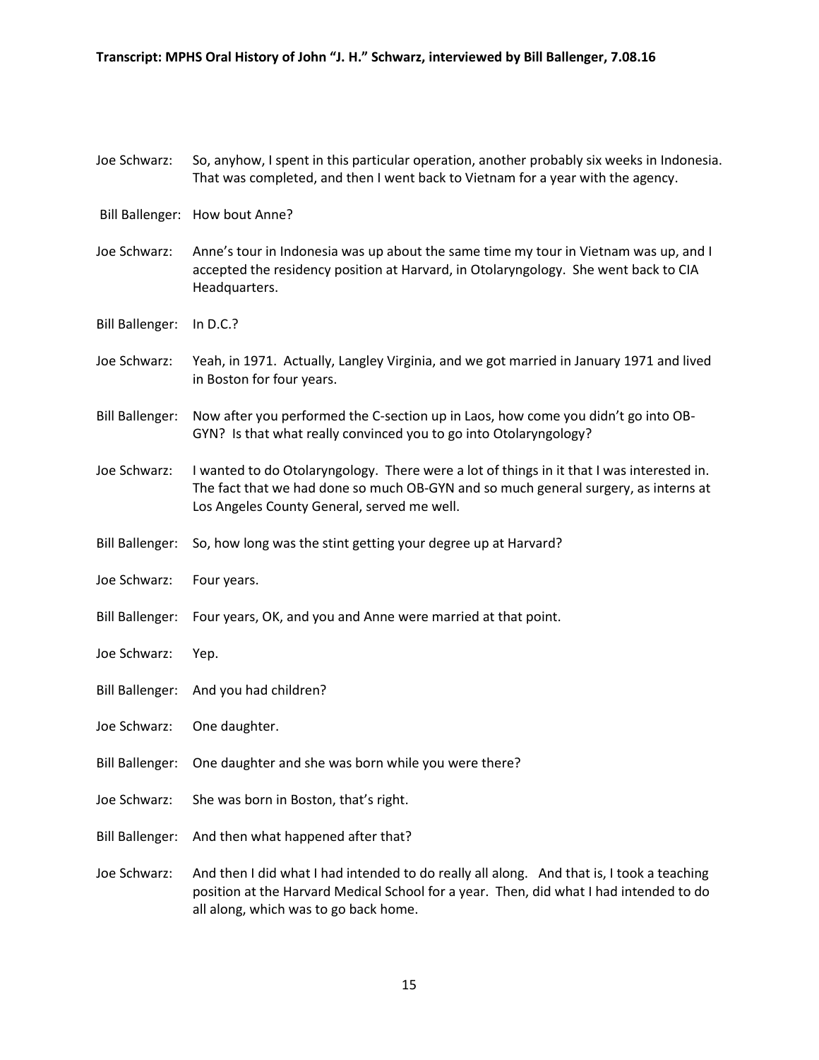Joe Schwarz: So, anyhow, I spent in this particular operation, another probably six weeks in Indonesia. That was completed, and then I went back to Vietnam for a year with the agency.

Bill Ballenger: How bout Anne?

Joe Schwarz: Anne's tour in Indonesia was up about the same time my tour in Vietnam was up, and I accepted the residency position at Harvard, in Otolaryngology. She went back to CIA Headquarters.

Bill Ballenger: In D.C.?

Joe Schwarz: Yeah, in 1971. Actually, Langley Virginia, and we got married in January 1971 and lived in Boston for four years.

Bill Ballenger: Now after you performed the C-section up in Laos, how come you didn't go into OB-GYN? Is that what really convinced you to go into Otolaryngology?

Joe Schwarz: I wanted to do Otolaryngology. There were a lot of things in it that I was interested in. The fact that we had done so much OB-GYN and so much general surgery, as interns at Los Angeles County General, served me well.

Bill Ballenger: So, how long was the stint getting your degree up at Harvard?

Joe Schwarz: Four years.

Bill Ballenger: Four years, OK, and you and Anne were married at that point.

Joe Schwarz: Yep.

Bill Ballenger: And you had children?

Joe Schwarz: One daughter.

Bill Ballenger: One daughter and she was born while you were there?

Joe Schwarz: She was born in Boston, that's right.

Bill Ballenger: And then what happened after that?

Joe Schwarz: And then I did what I had intended to do really all along. And that is, I took a teaching position at the Harvard Medical School for a year. Then, did what I had intended to do all along, which was to go back home.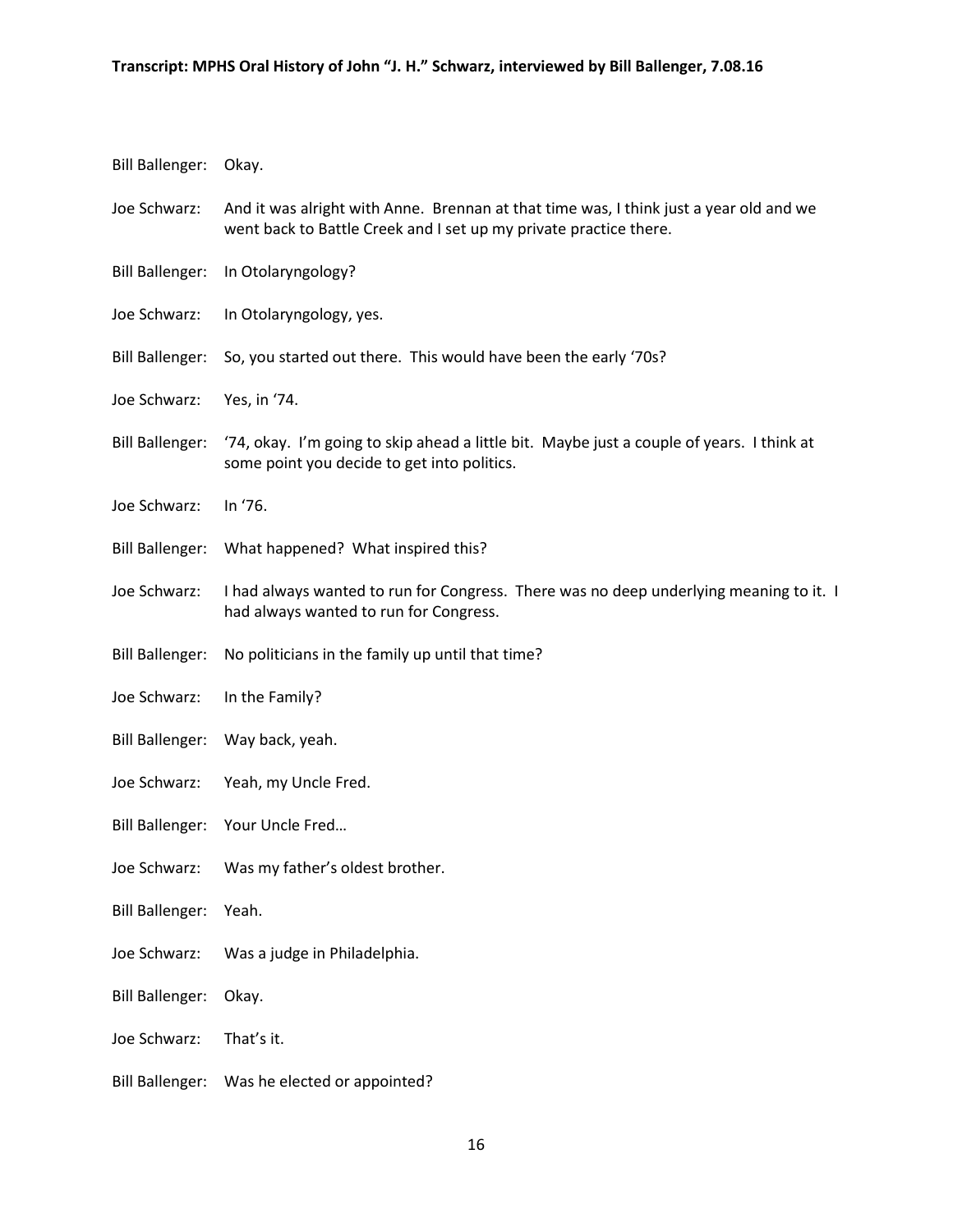Bill Ballenger: Okay.

Joe Schwarz: And it was alright with Anne. Brennan at that time was, I think just a year old and we went back to Battle Creek and I set up my private practice there.

Bill Ballenger: In Otolaryngology?

Joe Schwarz: In Otolaryngology, yes.

Bill Ballenger: So, you started out there. This would have been the early '70s?

Joe Schwarz: Yes, in '74.

Bill Ballenger: '74, okay. I'm going to skip ahead a little bit. Maybe just a couple of years. I think at some point you decide to get into politics.

Joe Schwarz: In '76.

Bill Ballenger: What happened? What inspired this?

Joe Schwarz: I had always wanted to run for Congress. There was no deep underlying meaning to it. I had always wanted to run for Congress.

Bill Ballenger: No politicians in the family up until that time?

Joe Schwarz: In the Family?

Bill Ballenger: Way back, yeah.

Joe Schwarz: Yeah, my Uncle Fred.

Bill Ballenger: Your Uncle Fred…

Joe Schwarz: Was my father's oldest brother.

Bill Ballenger: Yeah.

Joe Schwarz: Was a judge in Philadelphia.

Bill Ballenger: Okay.

Joe Schwarz: That's it.

Bill Ballenger: Was he elected or appointed?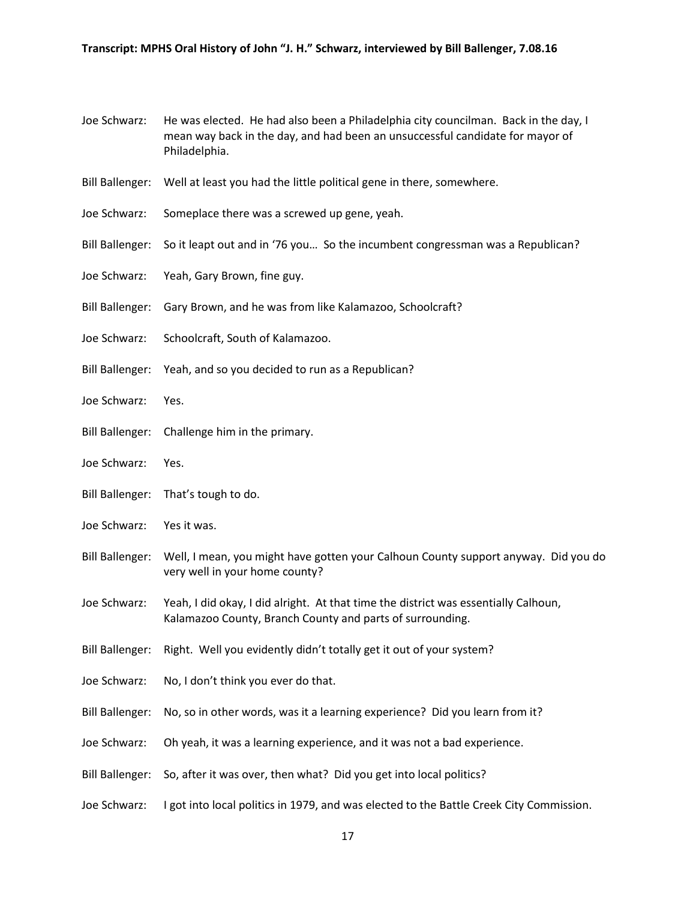Joe Schwarz: He was elected. He had also been a Philadelphia city councilman. Back in the day, I mean way back in the day, and had been an unsuccessful candidate for mayor of Philadelphia.

Bill Ballenger: Well at least you had the little political gene in there, somewhere.

Joe Schwarz: Someplace there was a screwed up gene, yeah.

Bill Ballenger: So it leapt out and in '76 you… So the incumbent congressman was a Republican?

Joe Schwarz: Yeah, Gary Brown, fine guy.

Bill Ballenger: Gary Brown, and he was from like Kalamazoo, Schoolcraft?

Joe Schwarz: Schoolcraft, South of Kalamazoo.

Bill Ballenger: Yeah, and so you decided to run as a Republican?

Joe Schwarz: Yes.

Bill Ballenger: Challenge him in the primary.

Joe Schwarz: Yes.

Bill Ballenger: That's tough to do.

Joe Schwarz: Yes it was.

Bill Ballenger: Well, I mean, you might have gotten your Calhoun County support anyway. Did you do very well in your home county?

Joe Schwarz: Yeah, I did okay, I did alright. At that time the district was essentially Calhoun, Kalamazoo County, Branch County and parts of surrounding.

Bill Ballenger: Right. Well you evidently didn't totally get it out of your system?

Joe Schwarz: No, I don't think you ever do that.

Bill Ballenger: No, so in other words, was it a learning experience? Did you learn from it?

Joe Schwarz: Oh yeah, it was a learning experience, and it was not a bad experience.

Bill Ballenger: So, after it was over, then what? Did you get into local politics?

Joe Schwarz: I got into local politics in 1979, and was elected to the Battle Creek City Commission.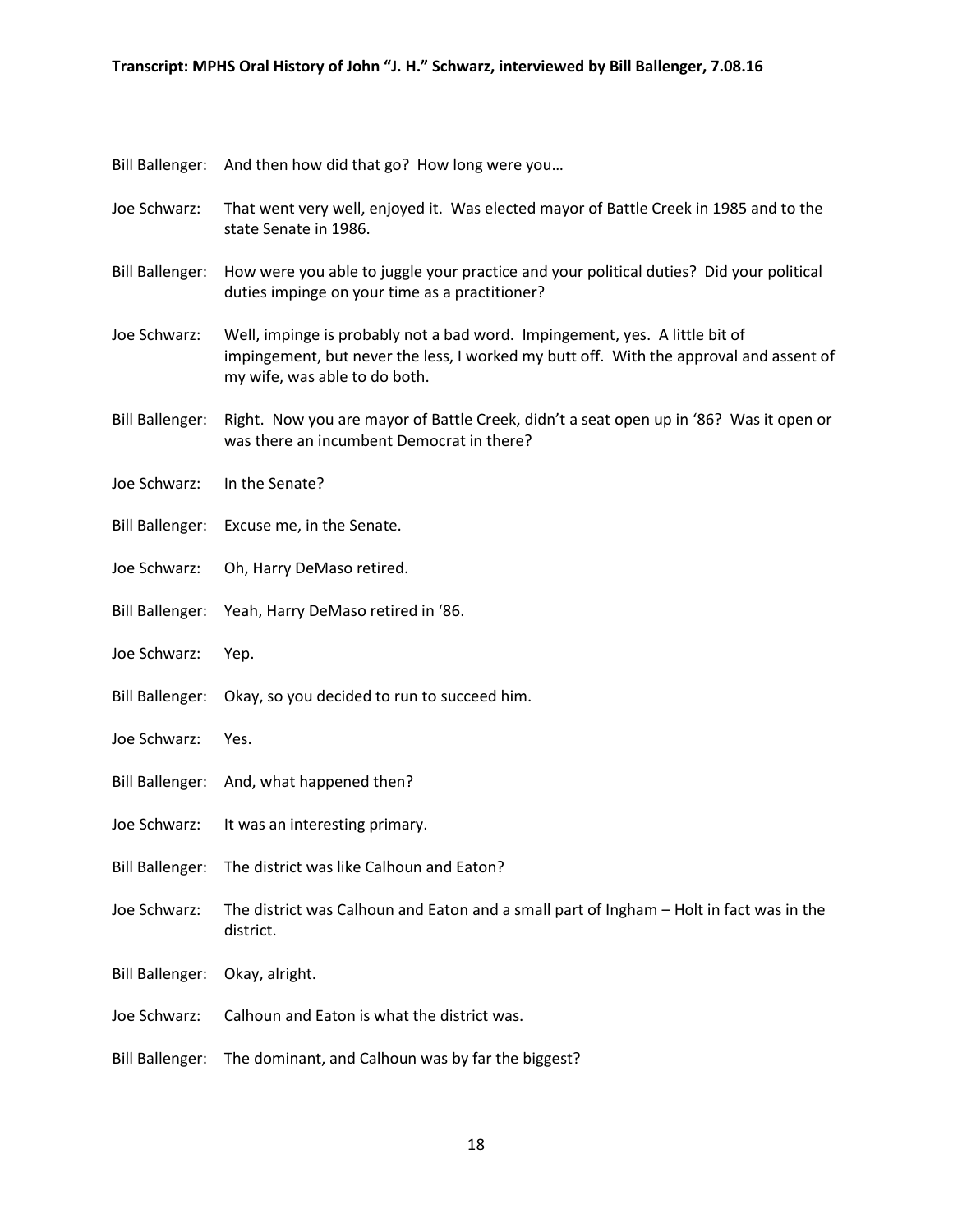Bill Ballenger: And then how did that go? How long were you…

Joe Schwarz: That went very well, enjoyed it. Was elected mayor of Battle Creek in 1985 and to the state Senate in 1986.

Bill Ballenger: How were you able to juggle your practice and your political duties? Did your political duties impinge on your time as a practitioner?

Joe Schwarz: Well, impinge is probably not a bad word. Impingement, yes. A little bit of impingement, but never the less, I worked my butt off. With the approval and assent of my wife, was able to do both.

Bill Ballenger: Right. Now you are mayor of Battle Creek, didn't a seat open up in '86? Was it open or was there an incumbent Democrat in there?

Joe Schwarz: In the Senate?

Bill Ballenger: Excuse me, in the Senate.

Joe Schwarz: Oh, Harry DeMaso retired.

Bill Ballenger: Yeah, Harry DeMaso retired in '86.

Joe Schwarz: Yep.

Bill Ballenger: Okay, so you decided to run to succeed him.

Joe Schwarz: Yes.

Bill Ballenger: And, what happened then?

Joe Schwarz: It was an interesting primary.

Bill Ballenger: The district was like Calhoun and Eaton?

Joe Schwarz: The district was Calhoun and Eaton and a small part of Ingham – Holt in fact was in the district.

Bill Ballenger: Okay, alright.

Joe Schwarz: Calhoun and Eaton is what the district was.

Bill Ballenger: The dominant, and Calhoun was by far the biggest?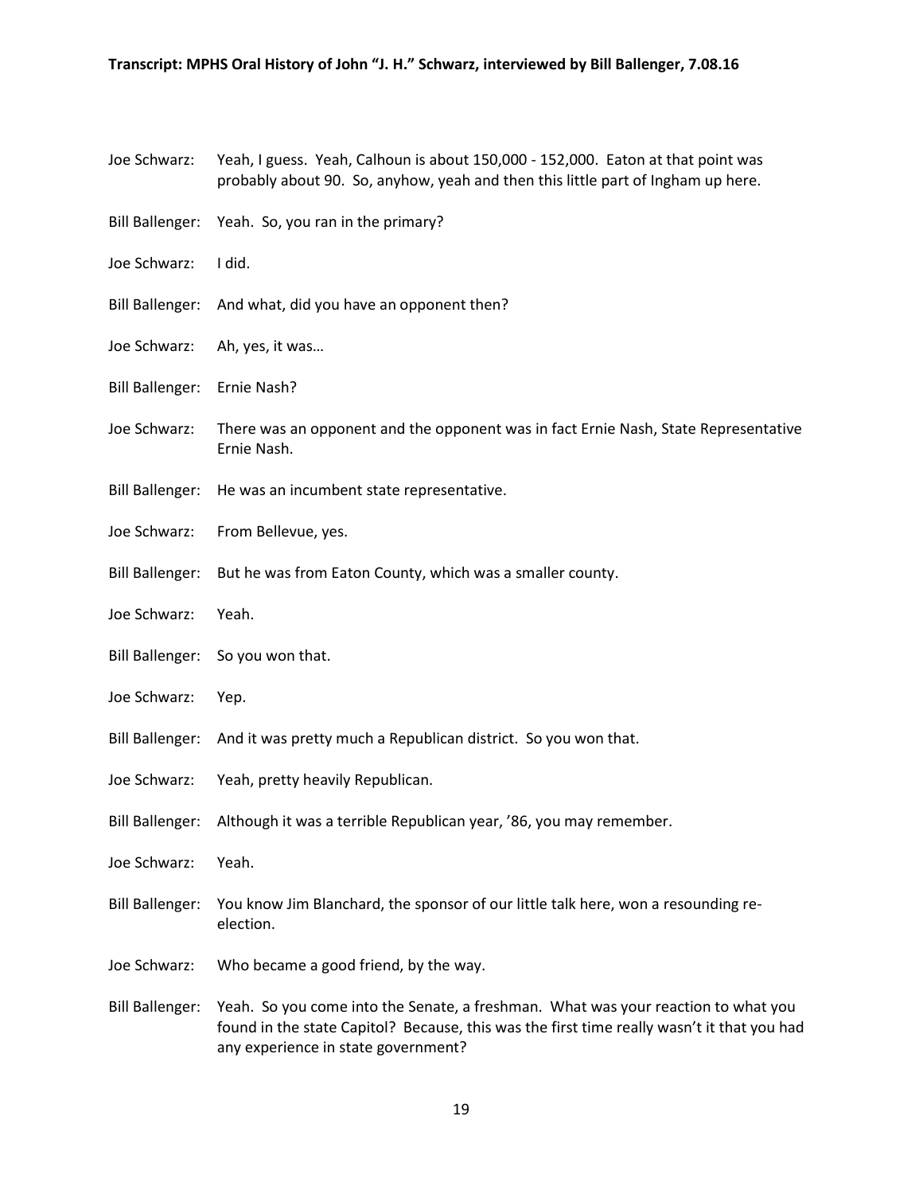Joe Schwarz: Yeah, I guess. Yeah, Calhoun is about 150,000 - 152,000. Eaton at that point was probably about 90. So, anyhow, yeah and then this little part of Ingham up here.

Bill Ballenger: Yeah. So, you ran in the primary?

Joe Schwarz: I did.

Bill Ballenger: And what, did you have an opponent then?

Joe Schwarz: Ah, yes, it was…

Bill Ballenger: Ernie Nash?

Joe Schwarz: There was an opponent and the opponent was in fact Ernie Nash, State Representative Ernie Nash.

Bill Ballenger: He was an incumbent state representative.

Joe Schwarz: From Bellevue, yes.

Bill Ballenger: But he was from Eaton County, which was a smaller county.

Joe Schwarz: Yeah.

Bill Ballenger: So you won that.

Joe Schwarz: Yep.

Bill Ballenger: And it was pretty much a Republican district. So you won that.

Joe Schwarz: Yeah, pretty heavily Republican.

Bill Ballenger: Although it was a terrible Republican year, '86, you may remember.

Joe Schwarz: Yeah.

Bill Ballenger: You know Jim Blanchard, the sponsor of our little talk here, won a resounding re-election.

Joe Schwarz: Who became a good friend, by the way.

Bill Ballenger: Yeah. So you come into the Senate, a freshman. What was your reaction to what you found in the state Capitol? Because, this was the first time really wasn't it that you had any experience in state government?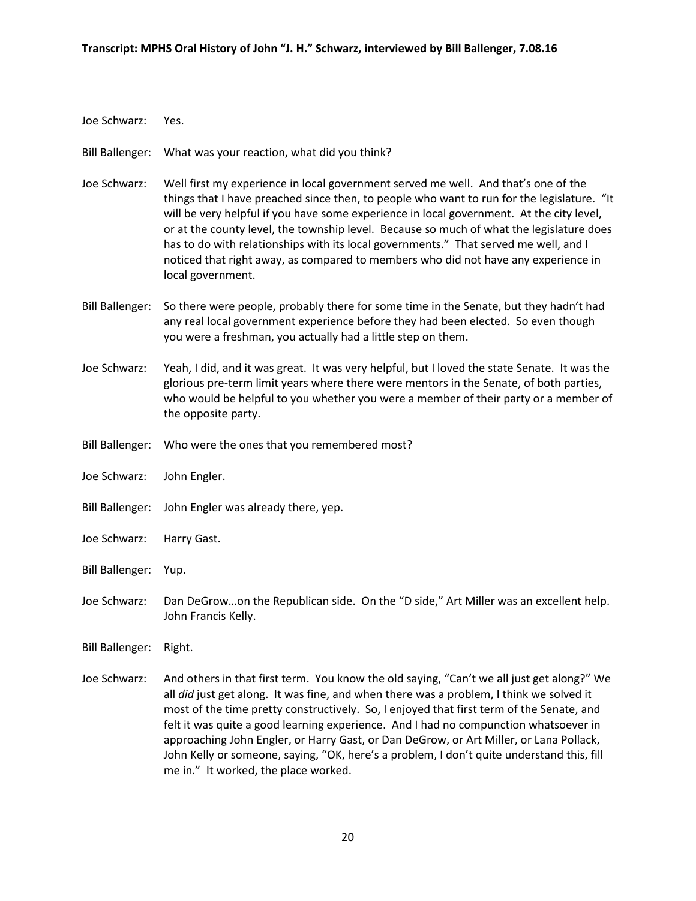Joe Schwarz: Yes.

Bill Ballenger: What was your reaction, what did you think?

Joe Schwarz: Well first my experience in local government served me well. And that's one of the things that I have preached since then, to people who want to run for the legislature. "It will be very helpful if you have some experience in local government. At the city level, or at the county level, the township level. Because so much of what the legislature does has to do with relationships with its local governments." That served me well, and I noticed that right away, as compared to members who did not have any experience in local government.

Bill Ballenger: So there were people, probably there for some time in the Senate, but they hadn't had any real local government experience before they had been elected. So even though you were a freshman, you actually had a little step on them.

Joe Schwarz: Yeah, I did, and it was great. It was very helpful, but I loved the state Senate. It was the glorious pre-term limit years where there were mentors in the Senate, of both parties, who would be helpful to you whether you were a member of their party or a member of the opposite party.

Bill Ballenger: Who were the ones that you remembered most?

Joe Schwarz: John Engler.

Bill Ballenger: John Engler was already there, yep.

Joe Schwarz: Harry Gast.

Bill Ballenger: Yup.

Joe Schwarz: Dan DeGrow…on the Republican side. On the "D side," Art Miller was an excellent help. John Francis Kelly.

Bill Ballenger: Right.

Joe Schwarz: And others in that first term. You know the old saying, "Can't we all just get along?" We all *did* just get along. It was fine, and when there was a problem, I think we solved it most of the time pretty constructively. So, I enjoyed that first term of the Senate, and felt it was quite a good learning experience. And I had no compunction whatsoever in approaching John Engler, or Harry Gast, or Dan DeGrow, or Art Miller, or Lana Pollack, John Kelly or someone, saying, "OK, here's a problem, I don't quite understand this, fill me in." It worked, the place worked.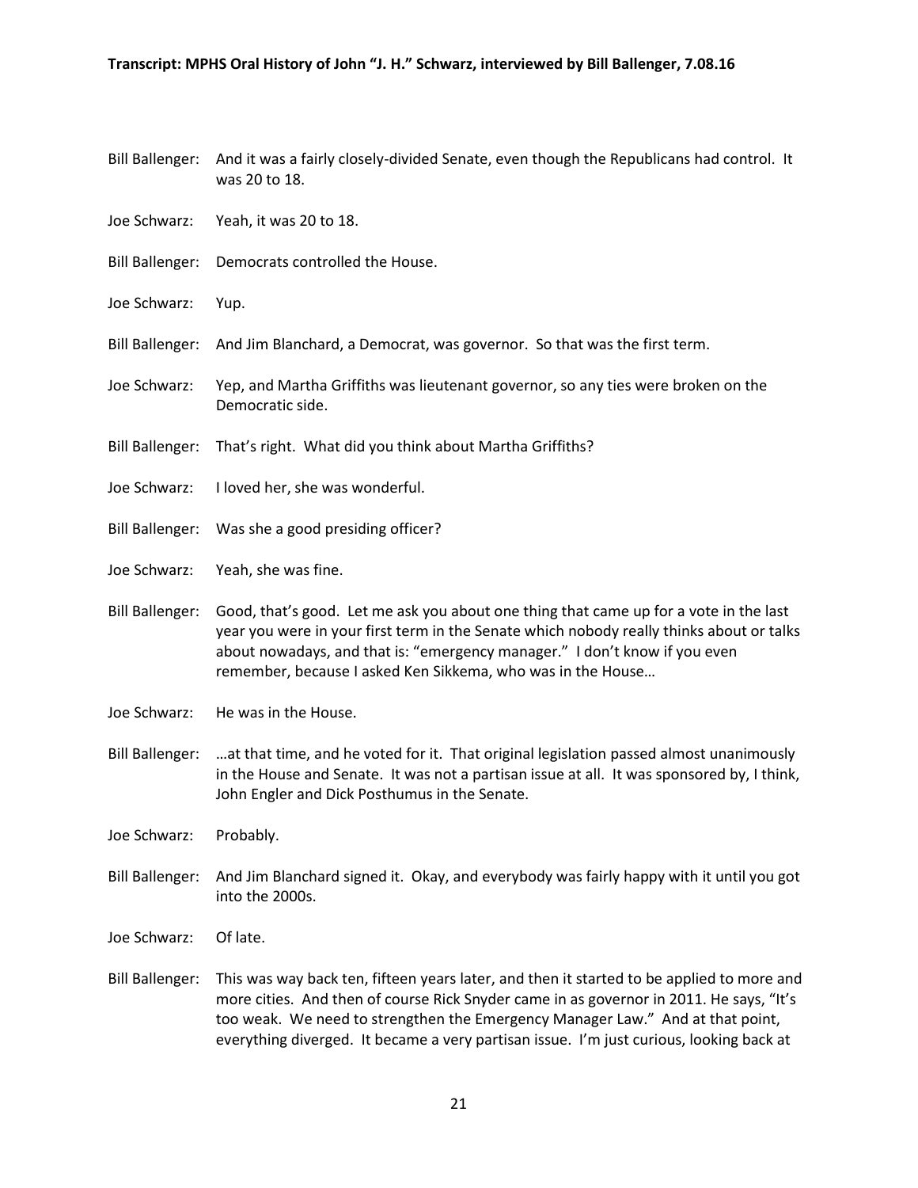Bill Ballenger: And it was a fairly closely-divided Senate, even though the Republicans had control. It was 20 to 18.

Joe Schwarz: Yeah, it was 20 to 18.

Bill Ballenger: Democrats controlled the House.

Joe Schwarz: Yup.

Bill Ballenger: And Jim Blanchard, a Democrat, was governor. So that was the first term.

Joe Schwarz: Yep, and Martha Griffiths was lieutenant governor, so any ties were broken on the Democratic side.

Bill Ballenger: That's right. What did you think about Martha Griffiths?

Joe Schwarz: I loved her, she was wonderful.

Bill Ballenger: Was she a good presiding officer?

Joe Schwarz: Yeah, she was fine.

Bill Ballenger: Good, that's good. Let me ask you about one thing that came up for a vote in the last year you were in your first term in the Senate which nobody really thinks about or talks about nowadays, and that is: "emergency manager." I don't know if you even remember, because I asked Ken Sikkema, who was in the House…

Joe Schwarz: He was in the House.

Bill Ballenger: …at that time, and he voted for it. That original legislation passed almost unanimously in the House and Senate. It was not a partisan issue at all. It was sponsored by, I think, John Engler and Dick Posthumus in the Senate.

Joe Schwarz: Probably.

Bill Ballenger: And Jim Blanchard signed it. Okay, and everybody was fairly happy with it until you got into the 2000s.

Joe Schwarz: Of late.

Bill Ballenger: This was way back ten, fifteen years later, and then it started to be applied to more and more cities. And then of course Rick Snyder came in as governor in 2011. He says, "It's too weak. We need to strengthen the Emergency Manager Law." And at that point, everything diverged. It became a very partisan issue. I'm just curious, looking back at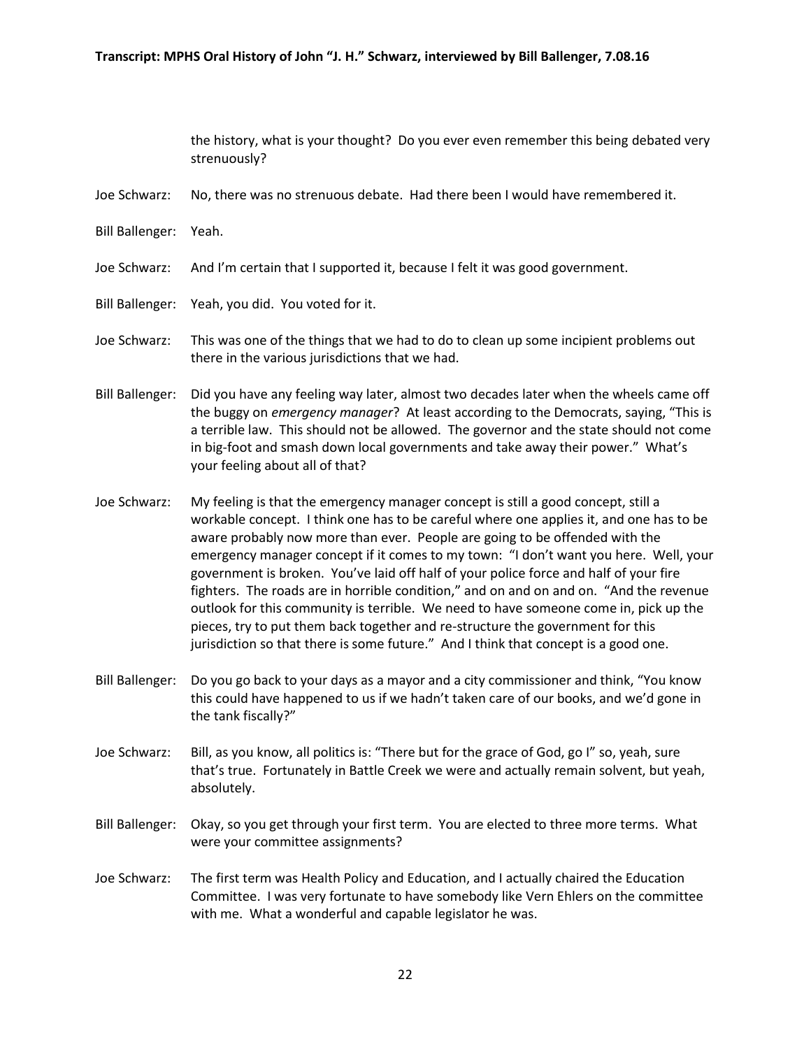the history, what is your thought? Do you ever even remember this being debated very strenuously?

Joe Schwarz: No, there was no strenuous debate. Had there been I would have remembered it.

Bill Ballenger: Yeah.

Joe Schwarz: And I'm certain that I supported it, because I felt it was good government.

Bill Ballenger: Yeah, you did. You voted for it.

Joe Schwarz: This was one of the things that we had to do to clean up some incipient problems out there in the various jurisdictions that we had.

Bill Ballenger: Did you have any feeling way later, almost two decades later when the wheels came off the buggy on *emergency manager*? At least according to the Democrats, saying, "This is a terrible law. This should not be allowed. The governor and the state should not come in big-foot and smash down local governments and take away their power." What's your feeling about all of that?

Joe Schwarz: My feeling is that the emergency manager concept is still a good concept, still a workable concept. I think one has to be careful where one applies it, and one has to be aware probably now more than ever. People are going to be offended with the emergency manager concept if it comes to my town: "I don't want you here. Well, your government is broken. You've laid off half of your police force and half of your fire fighters. The roads are in horrible condition," and on and on and on. "And the revenue outlook for this community is terrible. We need to have someone come in, pick up the pieces, try to put them back together and re-structure the government for this jurisdiction so that there is some future." And I think that concept is a good one.

Bill Ballenger: Do you go back to your days as a mayor and a city commissioner and think, "You know this could have happened to us if we hadn't taken care of our books, and we'd gone in the tank fiscally?"

Joe Schwarz: Bill, as you know, all politics is: "There but for the grace of God, go I" so, yeah, sure that's true. Fortunately in Battle Creek we were and actually remain solvent, but yeah, absolutely.

Bill Ballenger: Okay, so you get through your first term. You are elected to three more terms. What were your committee assignments?

Joe Schwarz: The first term was Health Policy and Education, and I actually chaired the Education Committee. I was very fortunate to have somebody like Vern Ehlers on the committee with me. What a wonderful and capable legislator he was.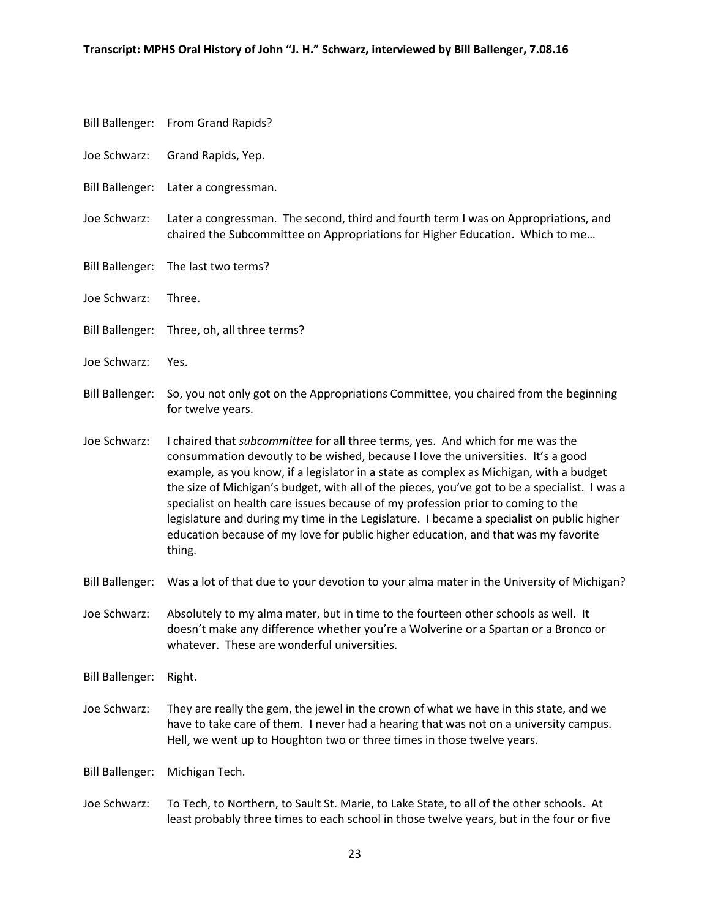Bill Ballenger: From Grand Rapids?

Joe Schwarz: Grand Rapids, Yep.

Bill Ballenger: Later a congressman.

Joe Schwarz: Later a congressman. The second, third and fourth term I was on Appropriations, and chaired the Subcommittee on Appropriations for Higher Education. Which to me…

Bill Ballenger: The last two terms?

Joe Schwarz: Three.

Bill Ballenger: Three, oh, all three terms?

Joe Schwarz: Yes.

Bill Ballenger: So, you not only got on the Appropriations Committee, you chaired from the beginning for twelve years.

Joe Schwarz: I chaired that *subcommittee* for all three terms, yes. And which for me was the consummation devoutly to be wished, because I love the universities. It's a good example, as you know, if a legislator in a state as complex as Michigan, with a budget the size of Michigan's budget, with all of the pieces, you've got to be a specialist. I was a specialist on health care issues because of my profession prior to coming to the legislature and during my time in the Legislature. I became a specialist on public higher education because of my love for public higher education, and that was my favorite thing.

Bill Ballenger: Was a lot of that due to your devotion to your alma mater in the University of Michigan?

Joe Schwarz: Absolutely to my alma mater, but in time to the fourteen other schools as well. It doesn't make any difference whether you're a Wolverine or a Spartan or a Bronco or whatever. These are wonderful universities.

Bill Ballenger: Right.

Joe Schwarz: They are really the gem, the jewel in the crown of what we have in this state, and we have to take care of them. I never had a hearing that was not on a university campus. Hell, we went up to Houghton two or three times in those twelve years.

Bill Ballenger: Michigan Tech.

Joe Schwarz: To Tech, to Northern, to Sault St. Marie, to Lake State, to all of the other schools. At least probably three times to each school in those twelve years, but in the four or five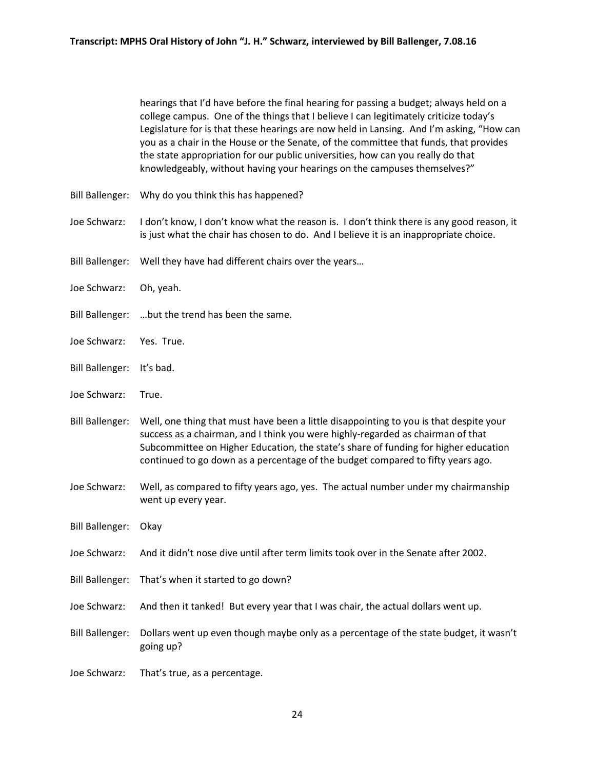hearings that I'd have before the final hearing for passing a budget; always held on a college campus. One of the things that I believe I can legitimately criticize today's Legislature for is that these hearings are now held in Lansing. And I'm asking, "How can you as a chair in the House or the Senate, of the committee that funds, that provides the state appropriation for our public universities, how can you really do that knowledgeably, without having your hearings on the campuses themselves?"

Bill Ballenger: Why do you think this has happened?

Joe Schwarz: I don't know, I don't know what the reason is. I don't think there is any good reason, it is just what the chair has chosen to do. And I believe it is an inappropriate choice.

Bill Ballenger: Well they have had different chairs over the years…

Joe Schwarz: Oh, yeah.

Bill Ballenger: …but the trend has been the same.

Joe Schwarz: Yes. True.

Bill Ballenger: It's bad.

Joe Schwarz: True.

Bill Ballenger: Well, one thing that must have been a little disappointing to you is that despite your success as a chairman, and I think you were highly-regarded as chairman of that Subcommittee on Higher Education, the state's share of funding for higher education continued to go down as a percentage of the budget compared to fifty years ago.

Joe Schwarz: Well, as compared to fifty years ago, yes. The actual number under my chairmanship went up every year.

Bill Ballenger: Okay

Joe Schwarz: And it didn't nose dive until after term limits took over in the Senate after 2002.

Bill Ballenger: That's when it started to go down?

Joe Schwarz: And then it tanked! But every year that I was chair, the actual dollars went up.

Bill Ballenger: Dollars went up even though maybe only as a percentage of the state budget, it wasn't going up?

Joe Schwarz: That's true, as a percentage.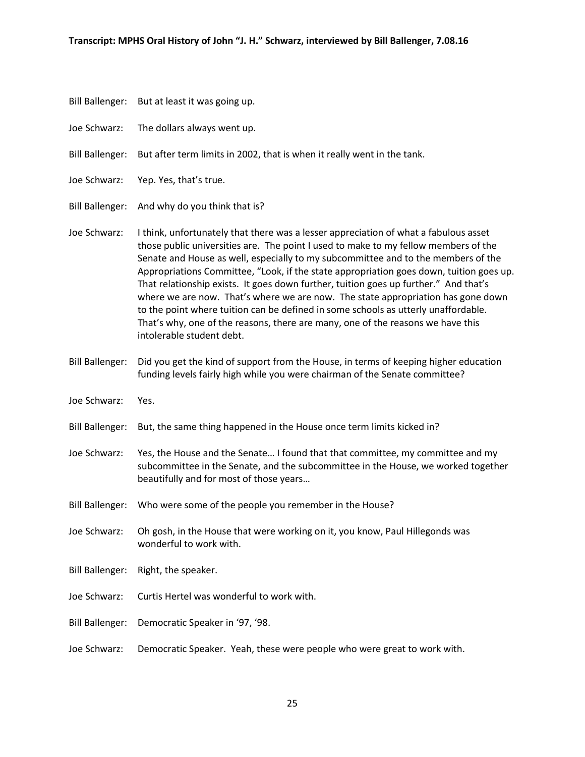Bill Ballenger: But at least it was going up.

Joe Schwarz: The dollars always went up.

Bill Ballenger: But after term limits in 2002, that is when it really went in the tank.

Joe Schwarz: Yep. Yes, that's true.

Bill Ballenger: And why do you think that is?

Joe Schwarz: I think, unfortunately that there was a lesser appreciation of what a fabulous asset those public universities are. The point I used to make to my fellow members of the Senate and House as well, especially to my subcommittee and to the members of the Appropriations Committee, "Look, if the state appropriation goes down, tuition goes up. That relationship exists. It goes down further, tuition goes up further." And that's where we are now. That's where we are now. The state appropriation has gone down to the point where tuition can be defined in some schools as utterly unaffordable. That's why, one of the reasons, there are many, one of the reasons we have this intolerable student debt.

Bill Ballenger: Did you get the kind of support from the House, in terms of keeping higher education funding levels fairly high while you were chairman of the Senate committee?

Joe Schwarz: Yes.

Bill Ballenger: But, the same thing happened in the House once term limits kicked in?

Joe Schwarz: Yes, the House and the Senate… I found that that committee, my committee and my subcommittee in the Senate, and the subcommittee in the House, we worked together beautifully and for most of those years…

Bill Ballenger: Who were some of the people you remember in the House?

Joe Schwarz: Oh gosh, in the House that were working on it, you know, Paul Hillegonds was wonderful to work with.

Bill Ballenger: Right, the speaker.

Joe Schwarz: Curtis Hertel was wonderful to work with.

Bill Ballenger: Democratic Speaker in '97, '98.

Joe Schwarz: Democratic Speaker. Yeah, these were people who were great to work with.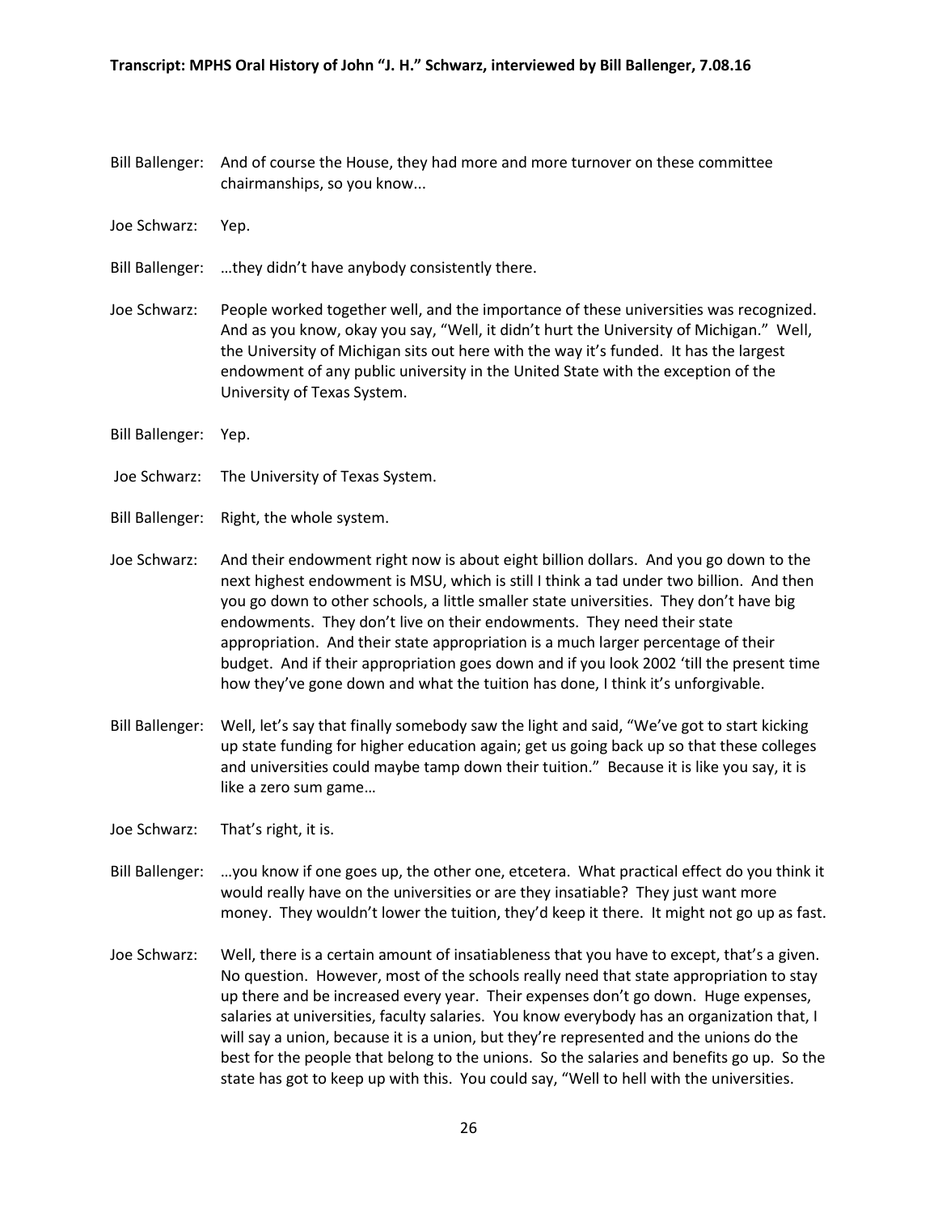Bill Ballenger: And of course the House, they had more and more turnover on these committee chairmanships, so you know...

Joe Schwarz: Yep.

Bill Ballenger: …they didn't have anybody consistently there.

Joe Schwarz: People worked together well, and the importance of these universities was recognized. And as you know, okay you say, "Well, it didn't hurt the University of Michigan." Well, the University of Michigan sits out here with the way it's funded. It has the largest endowment of any public university in the United State with the exception of the University of Texas System.

Bill Ballenger: Yep.

Joe Schwarz: The University of Texas System.

Bill Ballenger: Right, the whole system.

Joe Schwarz: And their endowment right now is about eight billion dollars. And you go down to the next highest endowment is MSU, which is still I think a tad under two billion. And then you go down to other schools, a little smaller state universities. They don't have big endowments. They don't live on their endowments. They need their state appropriation. And their state appropriation is a much larger percentage of their budget. And if their appropriation goes down and if you look 2002 'till the present time how they've gone down and what the tuition has done, I think it's unforgivable.

Bill Ballenger: Well, let's say that finally somebody saw the light and said, "We've got to start kicking up state funding for higher education again; get us going back up so that these colleges and universities could maybe tamp down their tuition." Because it is like you say, it is like a zero sum game…

Joe Schwarz: That's right, it is.

Bill Ballenger: …you know if one goes up, the other one, etcetera. What practical effect do you think it would really have on the universities or are they insatiable? They just want more money. They wouldn't lower the tuition, they'd keep it there. It might not go up as fast.

Joe Schwarz: Well, there is a certain amount of insatiableness that you have to except, that's a given. No question. However, most of the schools really need that state appropriation to stay up there and be increased every year. Their expenses don't go down. Huge expenses, salaries at universities, faculty salaries. You know everybody has an organization that, I will say a union, because it is a union, but they're represented and the unions do the best for the people that belong to the unions. So the salaries and benefits go up. So the state has got to keep up with this. You could say, "Well to hell with the universities.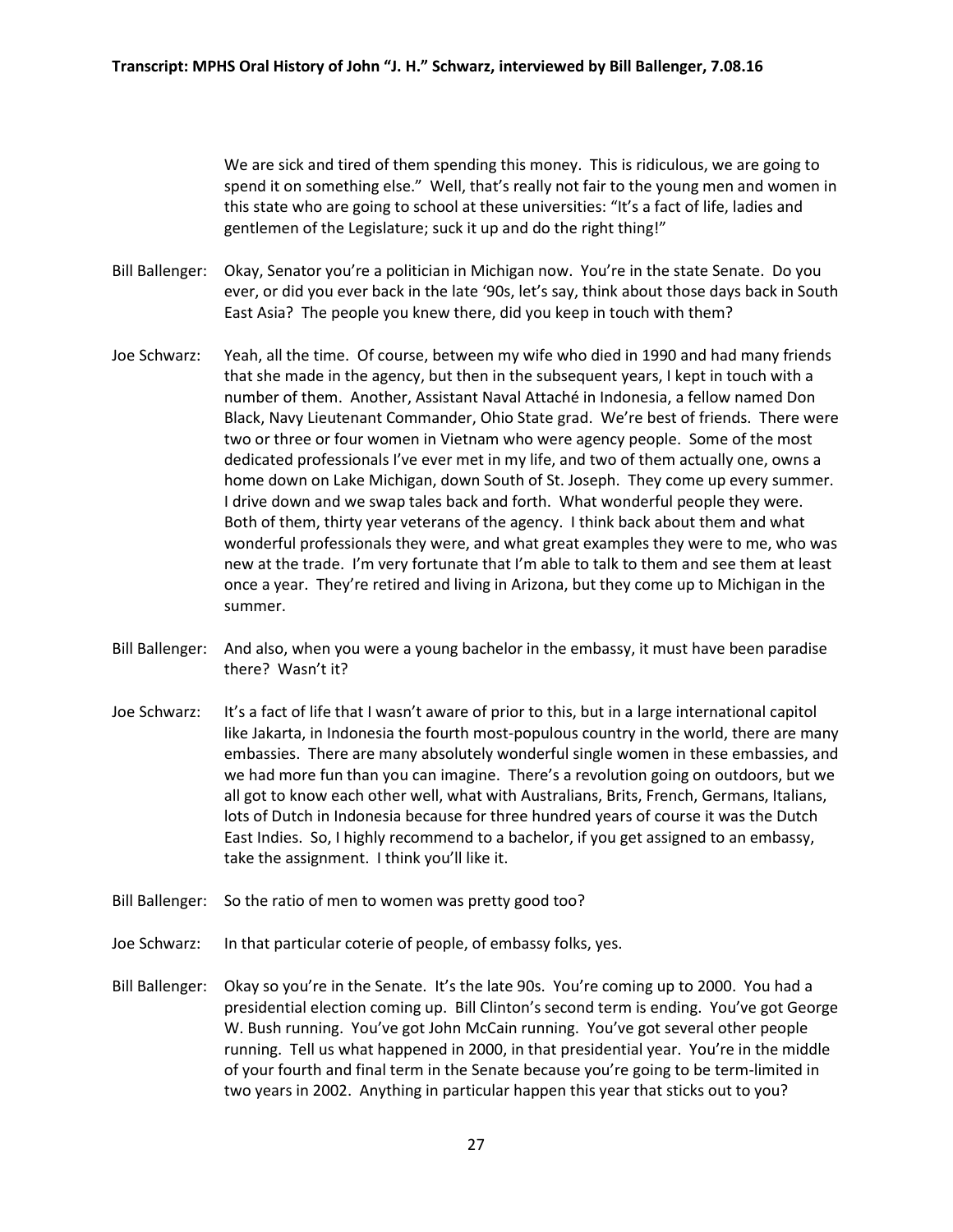We are sick and tired of them spending this money. This is ridiculous, we are going to spend it on something else." Well, that's really not fair to the young men and women in this state who are going to school at these universities: "It's a fact of life, ladies and gentlemen of the Legislature; suck it up and do the right thing!"

Bill Ballenger: Okay, Senator you're a politician in Michigan now. You're in the state Senate. Do you ever, or did you ever back in the late '90s, let's say, think about those days back in South East Asia? The people you knew there, did you keep in touch with them?

Joe Schwarz: Yeah, all the time. Of course, between my wife who died in 1990 and had many friends that she made in the agency, but then in the subsequent years, I kept in touch with a number of them. Another, Assistant Naval Attaché in Indonesia, a fellow named Don Black, Navy Lieutenant Commander, Ohio State grad. We're best of friends. There were two or three or four women in Vietnam who were agency people. Some of the most dedicated professionals I've ever met in my life, and two of them actually one, owns a home down on Lake Michigan, down South of St. Joseph. They come up every summer. I drive down and we swap tales back and forth. What wonderful people they were. Both of them, thirty year veterans of the agency. I think back about them and what wonderful professionals they were, and what great examples they were to me, who was new at the trade. I'm very fortunate that I'm able to talk to them and see them at least once a year. They're retired and living in Arizona, but they come up to Michigan in the summer.

Bill Ballenger: And also, when you were a young bachelor in the embassy, it must have been paradise there? Wasn't it?

Joe Schwarz: It's a fact of life that I wasn't aware of prior to this, but in a large international capitol like Jakarta, in Indonesia the fourth most-populous country in the world, there are many embassies. There are many absolutely wonderful single women in these embassies, and we had more fun than you can imagine. There's a revolution going on outdoors, but we all got to know each other well, what with Australians, Brits, French, Germans, Italians, lots of Dutch in Indonesia because for three hundred years of course it was the Dutch East Indies. So, I highly recommend to a bachelor, if you get assigned to an embassy, take the assignment. I think you'll like it.

Bill Ballenger: So the ratio of men to women was pretty good too?

Joe Schwarz: In that particular coterie of people, of embassy folks, yes.

Bill Ballenger: Okay so you're in the Senate. It's the late 90s. You're coming up to 2000. You had a presidential election coming up. Bill Clinton's second term is ending. You've got George W. Bush running. You've got John McCain running. You've got several other people running. Tell us what happened in 2000, in that presidential year. You're in the middle of your fourth and final term in the Senate because you're going to be term-limited in two years in 2002. Anything in particular happen this year that sticks out to you?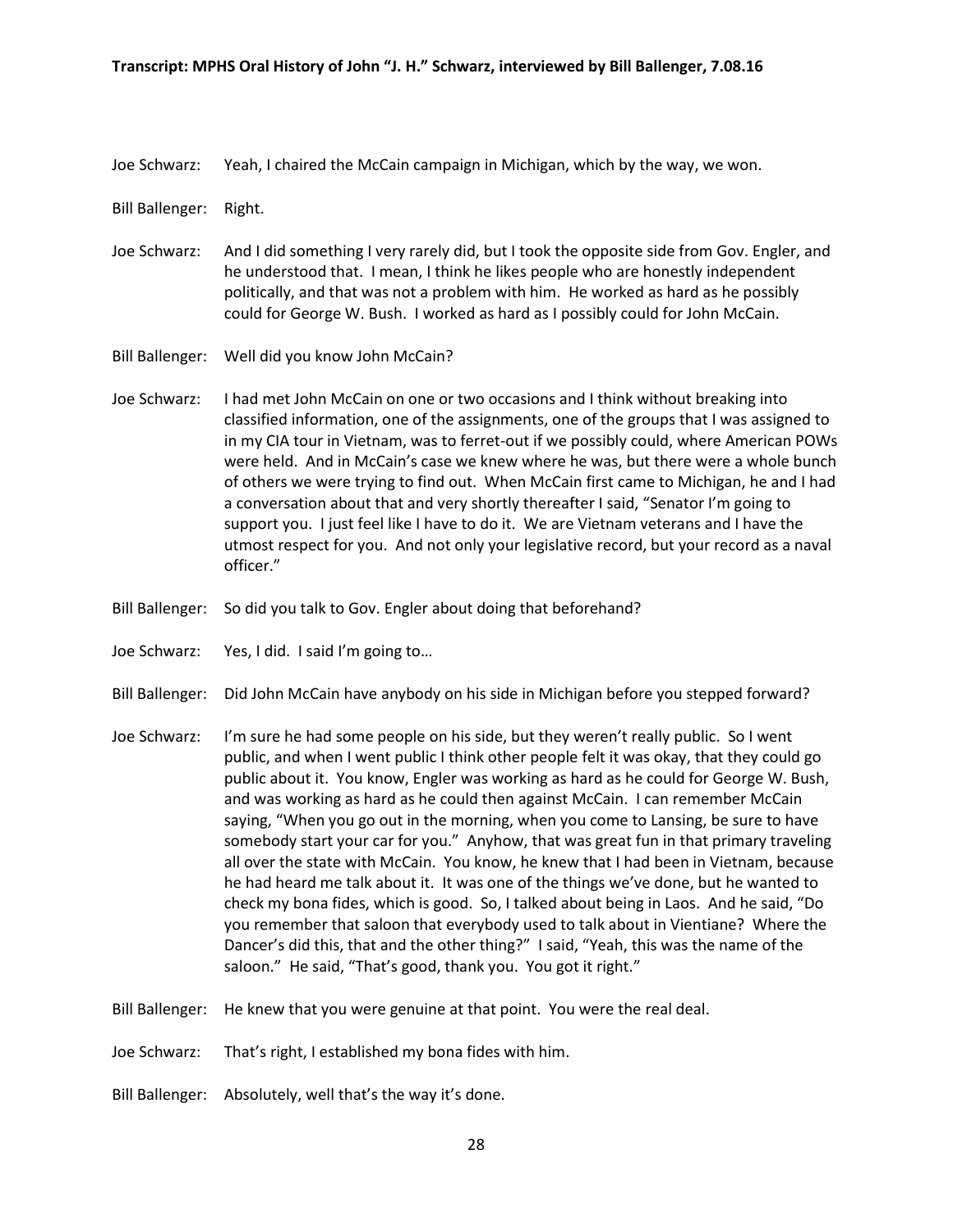Joe Schwarz: Yeah, I chaired the McCain campaign in Michigan, which by the way, we won.

Bill Ballenger: Right.

Joe Schwarz: And I did something I very rarely did, but I took the opposite side from Gov. Engler, and he understood that. I mean, I think he likes people who are honestly independent politically, and that was not a problem with him. He worked as hard as he possibly could for George W. Bush. I worked as hard as I possibly could for John McCain.

Bill Ballenger: Well did you know John McCain?

Joe Schwarz: I had met John McCain on one or two occasions and I think without breaking into classified information, one of the assignments, one of the groups that I was assigned to in my CIA tour in Vietnam, was to ferret-out if we possibly could, where American POWs were held. And in McCain's case we knew where he was, but there were a whole bunch of others we were trying to find out. When McCain first came to Michigan, he and I had a conversation about that and very shortly thereafter I said, "Senator I'm going to support you. I just feel like I have to do it. We are Vietnam veterans and I have the utmost respect for you. And not only your legislative record, but your record as a naval officer."

Bill Ballenger: So did you talk to Gov. Engler about doing that beforehand?

Joe Schwarz: Yes, I did. I said I'm going to…

Bill Ballenger: Did John McCain have anybody on his side in Michigan before you stepped forward?

Joe Schwarz: I'm sure he had some people on his side, but they weren't really public. So I went public, and when I went public I think other people felt it was okay, that they could go public about it. You know, Engler was working as hard as he could for George W. Bush, and was working as hard as he could then against McCain. I can remember McCain saying, "When you go out in the morning, when you come to Lansing, be sure to have somebody start your car for you." Anyhow, that was great fun in that primary traveling all over the state with McCain. You know, he knew that I had been in Vietnam, because he had heard me talk about it. It was one of the things we've done, but he wanted to check my bona fides, which is good. So, I talked about being in Laos. And he said, "Do you remember that saloon that everybody used to talk about in Vientiane? Where the Dancer's did this, that and the other thing?" I said, "Yeah, this was the name of the saloon." He said, "That's good, thank you. You got it right."

Bill Ballenger: He knew that you were genuine at that point. You were the real deal.

Joe Schwarz: That's right, I established my bona fides with him.

Bill Ballenger: Absolutely, well that's the way it's done.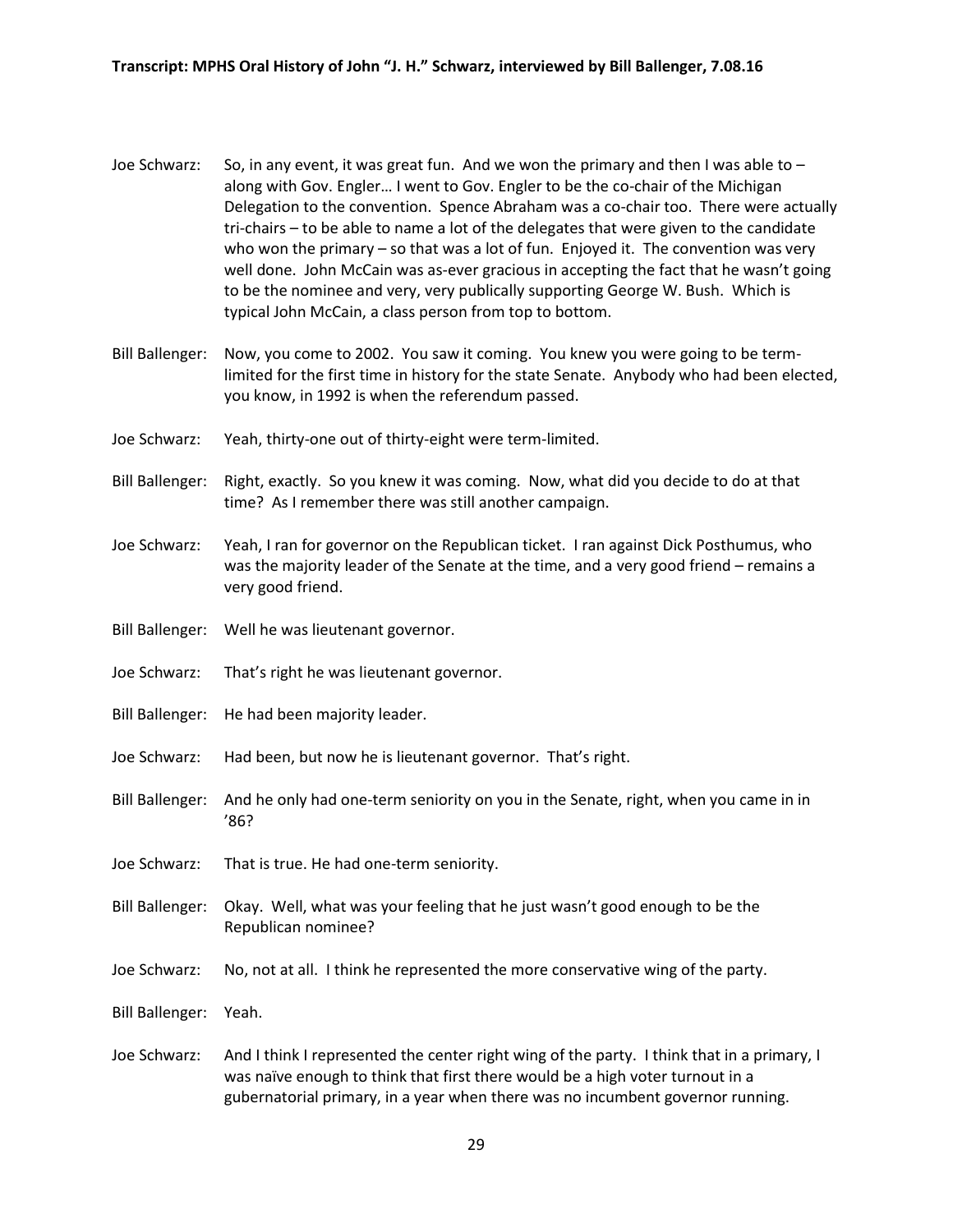Joe Schwarz: So, in any event, it was great fun. And we won the primary and then I was able to – along with Gov. Engler… I went to Gov. Engler to be the co-chair of the Michigan Delegation to the convention. Spence Abraham was a co-chair too. There were actually tri-chairs – to be able to name a lot of the delegates that were given to the candidate who won the primary – so that was a lot of fun. Enjoyed it. The convention was very well done. John McCain was as-ever gracious in accepting the fact that he wasn't going to be the nominee and very, very publically supporting George W. Bush. Which is typical John McCain, a class person from top to bottom.

Bill Ballenger: Now, you come to 2002. You saw it coming. You knew you were going to be term-limited for the first time in history for the state Senate. Anybody who had been elected, you know, in 1992 is when the referendum passed.

Joe Schwarz: Yeah, thirty-one out of thirty-eight were term-limited.

Bill Ballenger: Right, exactly. So you knew it was coming. Now, what did you decide to do at that time? As I remember there was still another campaign.

Joe Schwarz: Yeah, I ran for governor on the Republican ticket. I ran against Dick Posthumus, who was the majority leader of the Senate at the time, and a very good friend – remains a very good friend.

Bill Ballenger: Well he was lieutenant governor.

Joe Schwarz: That's right he was lieutenant governor.

Bill Ballenger: He had been majority leader.

Joe Schwarz: Had been, but now he is lieutenant governor. That's right.

Bill Ballenger: And he only had one-term seniority on you in the Senate, right, when you came in in '86?

Joe Schwarz: That is true. He had one-term seniority.

Bill Ballenger: Okay. Well, what was your feeling that he just wasn't good enough to be the Republican nominee?

Joe Schwarz: No, not at all. I think he represented the more conservative wing of the party.

Bill Ballenger: Yeah.

Joe Schwarz: And I think I represented the center right wing of the party. I think that in a primary, I was naïve enough to think that first there would be a high voter turnout in a gubernatorial primary, in a year when there was no incumbent governor running.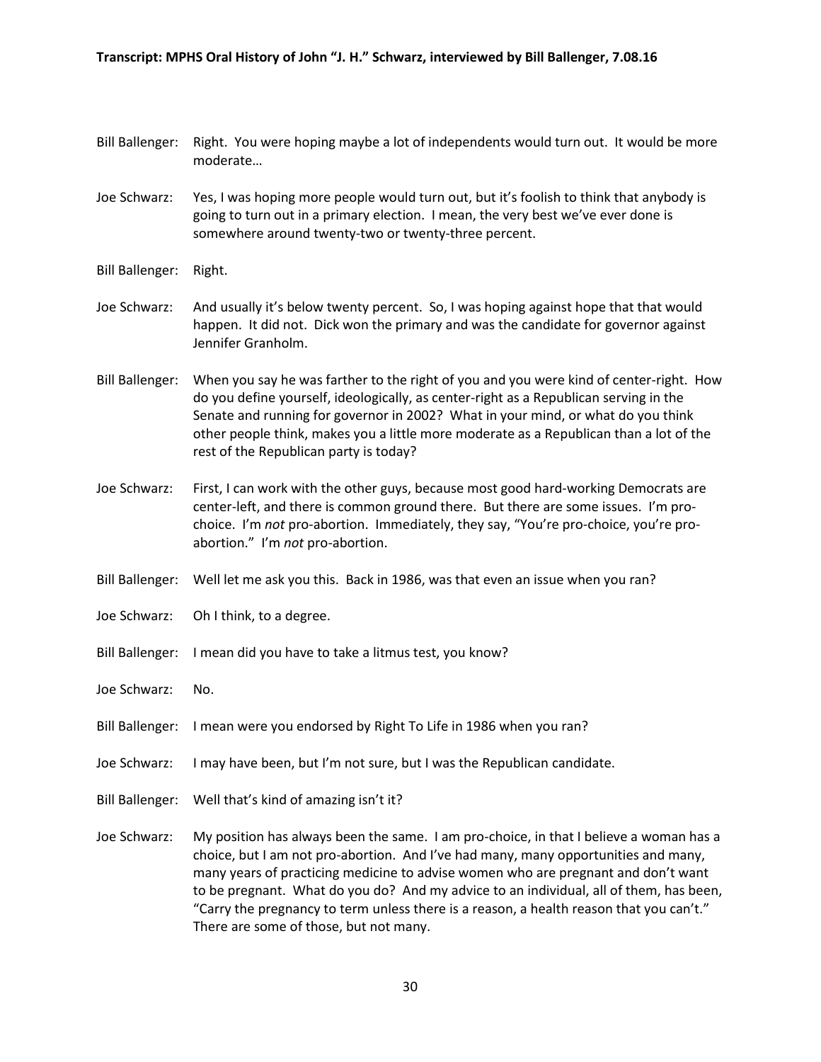Bill Ballenger: Right. You were hoping maybe a lot of independents would turn out. It would be more moderate…

Joe Schwarz: Yes, I was hoping more people would turn out, but it's foolish to think that anybody is going to turn out in a primary election. I mean, the very best we've ever done is somewhere around twenty-two or twenty-three percent.

Bill Ballenger: Right.

Joe Schwarz: And usually it's below twenty percent. So, I was hoping against hope that that would happen. It did not. Dick won the primary and was the candidate for governor against Jennifer Granholm.

Bill Ballenger: When you say he was farther to the right of you and you were kind of center-right. How do you define yourself, ideologically, as center-right as a Republican serving in the Senate and running for governor in 2002? What in your mind, or what do you think other people think, makes you a little more moderate as a Republican than a lot of the rest of the Republican party is today?

Joe Schwarz: First, I can work with the other guys, because most good hard-working Democrats are center-left, and there is common ground there. But there are some issues. I'm pro-choice. I'm *not* pro-abortion. Immediately, they say, "You're pro-choice, you're pro-abortion." I'm *not* pro-abortion.

Bill Ballenger: Well let me ask you this. Back in 1986, was that even an issue when you ran?

Joe Schwarz: Oh I think, to a degree.

Bill Ballenger: I mean did you have to take a litmus test, you know?

Joe Schwarz: No.

Bill Ballenger: I mean were you endorsed by Right To Life in 1986 when you ran?

Joe Schwarz: I may have been, but I'm not sure, but I was the Republican candidate.

Bill Ballenger: Well that's kind of amazing isn't it?

Joe Schwarz: My position has always been the same. I am pro-choice, in that I believe a woman has a choice, but I am not pro-abortion. And I've had many, many opportunities and many, many years of practicing medicine to advise women who are pregnant and don't want to be pregnant. What do you do? And my advice to an individual, all of them, has been, "Carry the pregnancy to term unless there is a reason, a health reason that you can't." There are some of those, but not many.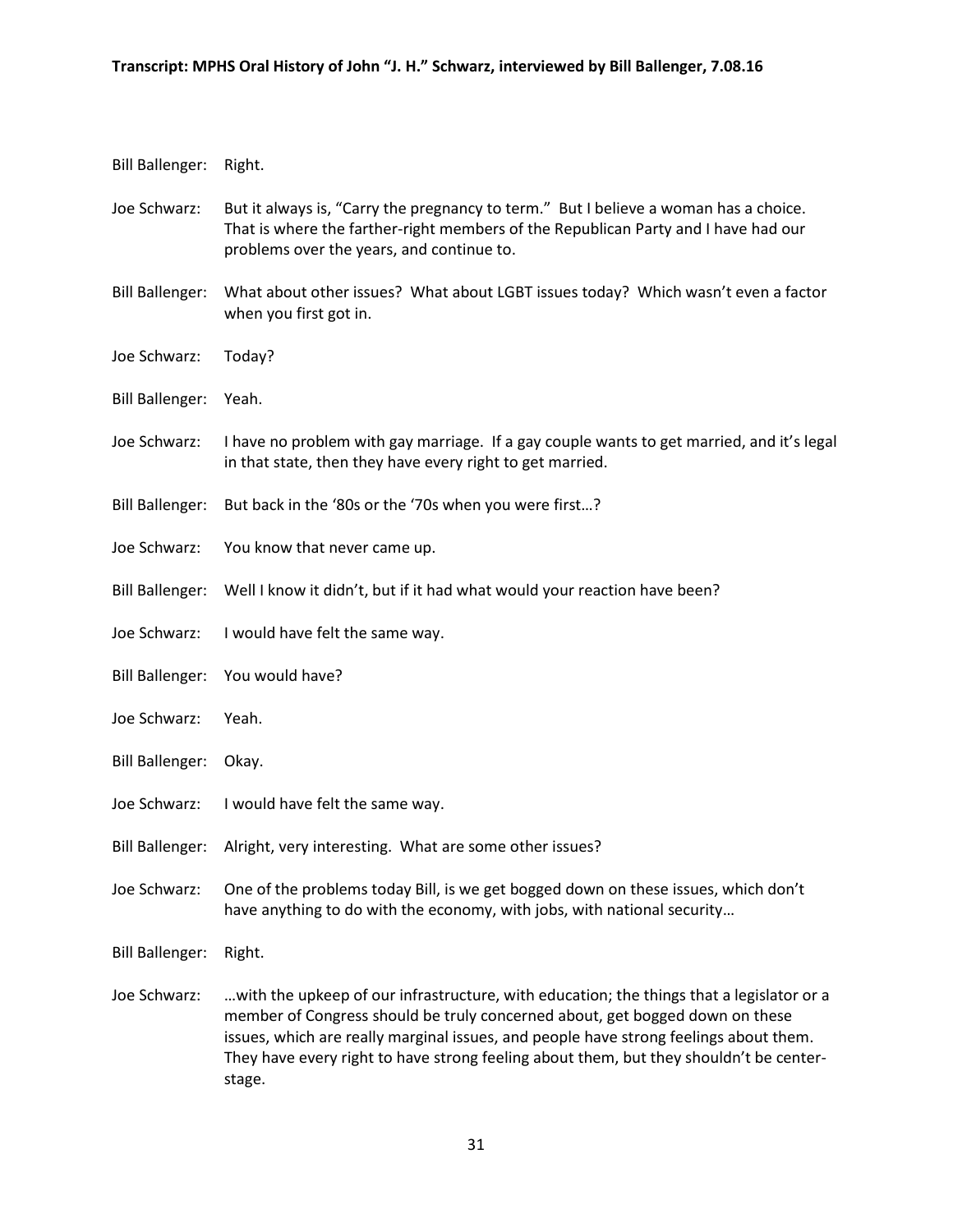Bill Ballenger: Right.

Joe Schwarz: But it always is, "Carry the pregnancy to term." But I believe a woman has a choice. That is where the farther-right members of the Republican Party and I have had our problems over the years, and continue to.

Bill Ballenger: What about other issues? What about LGBT issues today? Which wasn't even a factor when you first got in.

Joe Schwarz: Today?

Bill Ballenger: Yeah.

Joe Schwarz: I have no problem with gay marriage. If a gay couple wants to get married, and it's legal in that state, then they have every right to get married.

Bill Ballenger: But back in the '80s or the '70s when you were first…?

Joe Schwarz: You know that never came up.

Bill Ballenger: Well I know it didn't, but if it had what would your reaction have been?

Joe Schwarz: I would have felt the same way.

Bill Ballenger: You would have?

Joe Schwarz: Yeah.

Bill Ballenger: Okay.

Joe Schwarz: I would have felt the same way.

Bill Ballenger: Alright, very interesting. What are some other issues?

Joe Schwarz: One of the problems today Bill, is we get bogged down on these issues, which don't have anything to do with the economy, with jobs, with national security…

Bill Ballenger: Right.

Joe Schwarz: …with the upkeep of our infrastructure, with education; the things that a legislator or a member of Congress should be truly concerned about, get bogged down on these issues, which are really marginal issues, and people have strong feelings about them. They have every right to have strong feeling about them, but they shouldn't be center-stage.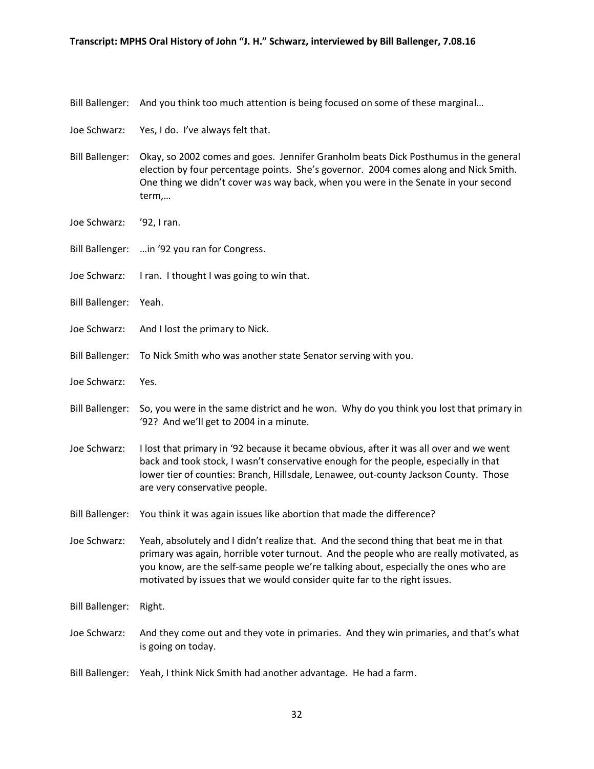Bill Ballenger: And you think too much attention is being focused on some of these marginal…

Joe Schwarz: Yes, I do. I've always felt that.

Bill Ballenger: Okay, so 2002 comes and goes. Jennifer Granholm beats Dick Posthumus in the general election by four percentage points. She's governor. 2004 comes along and Nick Smith. One thing we didn't cover was way back, when you were in the Senate in your second term,…

Joe Schwarz: '92, I ran.

Bill Ballenger: …in '92 you ran for Congress.

Joe Schwarz: I ran. I thought I was going to win that.

Bill Ballenger: Yeah.

Joe Schwarz: And I lost the primary to Nick.

Bill Ballenger: To Nick Smith who was another state Senator serving with you.

Joe Schwarz: Yes.

Bill Ballenger: So, you were in the same district and he won. Why do you think you lost that primary in '92? And we'll get to 2004 in a minute.

Joe Schwarz: I lost that primary in '92 because it became obvious, after it was all over and we went back and took stock, I wasn't conservative enough for the people, especially in that lower tier of counties: Branch, Hillsdale, Lenawee, out-county Jackson County. Those are very conservative people.

Bill Ballenger: You think it was again issues like abortion that made the difference?

Joe Schwarz: Yeah, absolutely and I didn't realize that. And the second thing that beat me in that primary was again, horrible voter turnout. And the people who are really motivated, as you know, are the self-same people we're talking about, especially the ones who are motivated by issues that we would consider quite far to the right issues.

Bill Ballenger: Right.

Joe Schwarz: And they come out and they vote in primaries. And they win primaries, and that's what is going on today.

Bill Ballenger: Yeah, I think Nick Smith had another advantage. He had a farm.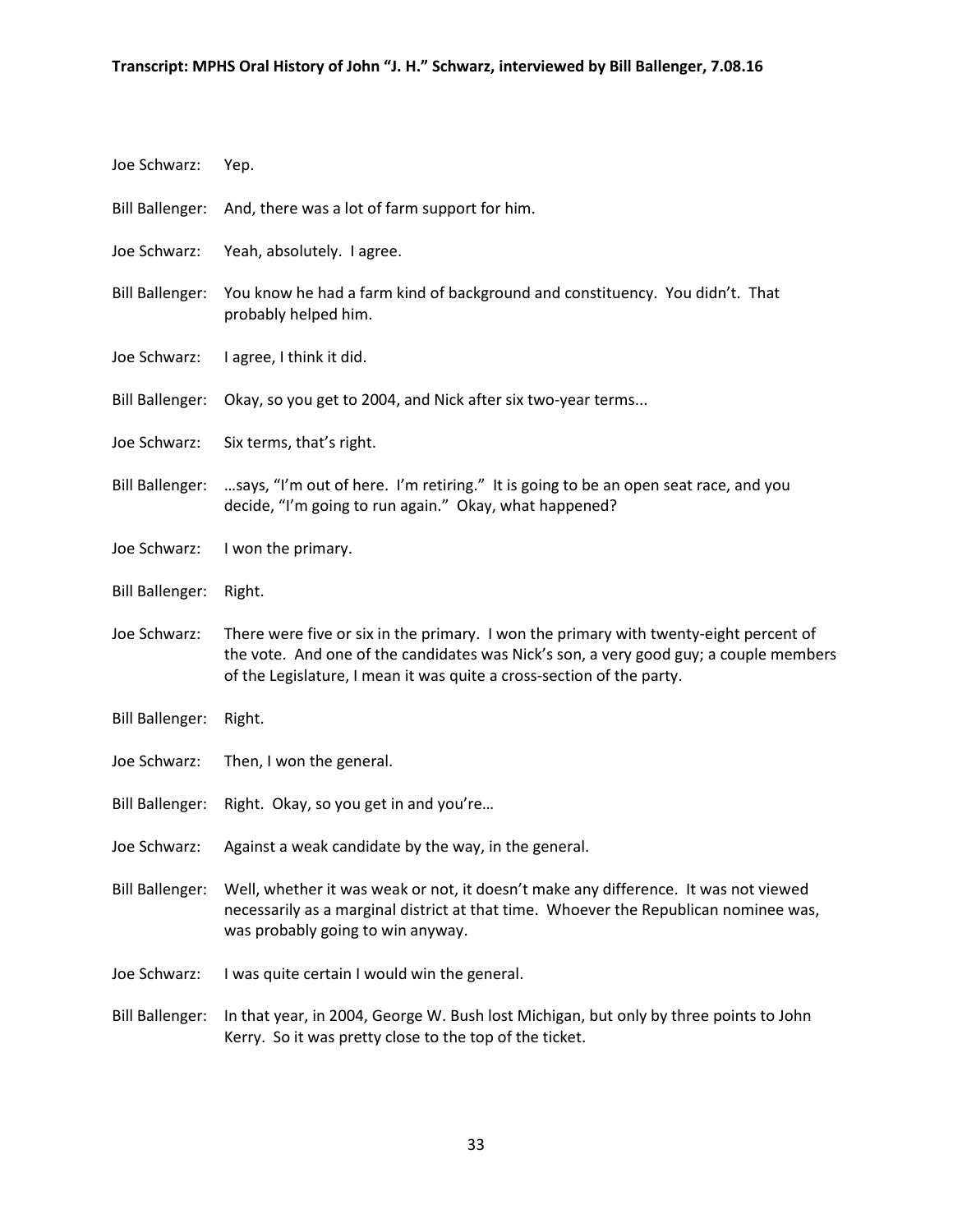Joe Schwarz: Yep.

Bill Ballenger: And, there was a lot of farm support for him.

Joe Schwarz: Yeah, absolutely. I agree.

Bill Ballenger: You know he had a farm kind of background and constituency. You didn't. That probably helped him.

Joe Schwarz: I agree, I think it did.

Bill Ballenger: Okay, so you get to 2004, and Nick after six two-year terms...

Joe Schwarz: Six terms, that's right.

Bill Ballenger: …says, "I'm out of here. I'm retiring." It is going to be an open seat race, and you decide, "I'm going to run again." Okay, what happened?

Joe Schwarz: I won the primary.

Bill Ballenger: Right.

Joe Schwarz: There were five or six in the primary. I won the primary with twenty-eight percent of the vote. And one of the candidates was Nick's son, a very good guy; a couple members of the Legislature, I mean it was quite a cross-section of the party.

Bill Ballenger: Right.

Joe Schwarz: Then, I won the general.

Bill Ballenger: Right. Okay, so you get in and you're…

Joe Schwarz: Against a weak candidate by the way, in the general.

Bill Ballenger: Well, whether it was weak or not, it doesn't make any difference. It was not viewed necessarily as a marginal district at that time. Whoever the Republican nominee was, was probably going to win anyway.

Joe Schwarz: I was quite certain I would win the general.

Bill Ballenger: In that year, in 2004, George W. Bush lost Michigan, but only by three points to John Kerry. So it was pretty close to the top of the ticket.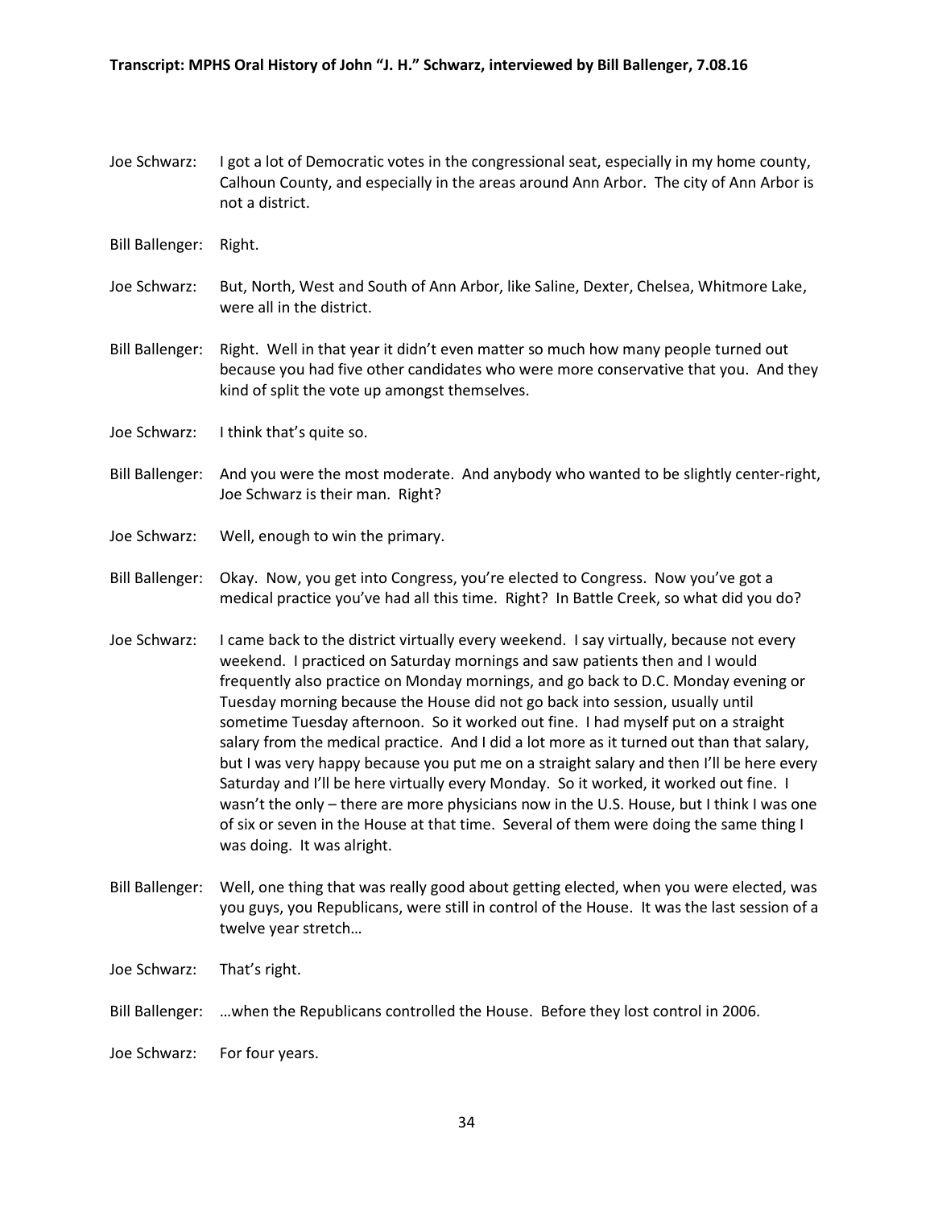Joe Schwarz: I got a lot of Democratic votes in the congressional seat, especially in my home county, Calhoun County, and especially in the areas around Ann Arbor. The city of Ann Arbor is not a district.

Bill Ballenger: Right.

Joe Schwarz: But, North, West and South of Ann Arbor, like Saline, Dexter, Chelsea, Whitmore Lake, were all in the district.

Bill Ballenger: Right. Well in that year it didn't even matter so much how many people turned out because you had five other candidates who were more conservative that you. And they kind of split the vote up amongst themselves.

Joe Schwarz: I think that's quite so.

Bill Ballenger: And you were the most moderate. And anybody who wanted to be slightly center-right, Joe Schwarz is their man. Right?

Joe Schwarz: Well, enough to win the primary.

Bill Ballenger: Okay. Now, you get into Congress, you're elected to Congress. Now you've got a medical practice you've had all this time. Right? In Battle Creek, so what did you do?

Joe Schwarz: I came back to the district virtually every weekend. I say virtually, because not every weekend. I practiced on Saturday mornings and saw patients then and I would frequently also practice on Monday mornings, and go back to D.C. Monday evening or Tuesday morning because the House did not go back into session, usually until sometime Tuesday afternoon. So it worked out fine. I had myself put on a straight salary from the medical practice. And I did a lot more as it turned out than that salary, but I was very happy because you put me on a straight salary and then I'll be here every Saturday and I'll be here virtually every Monday. So it worked, it worked out fine. I wasn't the only – there are more physicians now in the U.S. House, but I think I was one of six or seven in the House at that time. Several of them were doing the same thing I was doing. It was alright.

Bill Ballenger: Well, one thing that was really good about getting elected, when you were elected, was you guys, you Republicans, were still in control of the House. It was the last session of a twelve year stretch…

Joe Schwarz: That's right.

Bill Ballenger: …when the Republicans controlled the House. Before they lost control in 2006.

Joe Schwarz: For four years.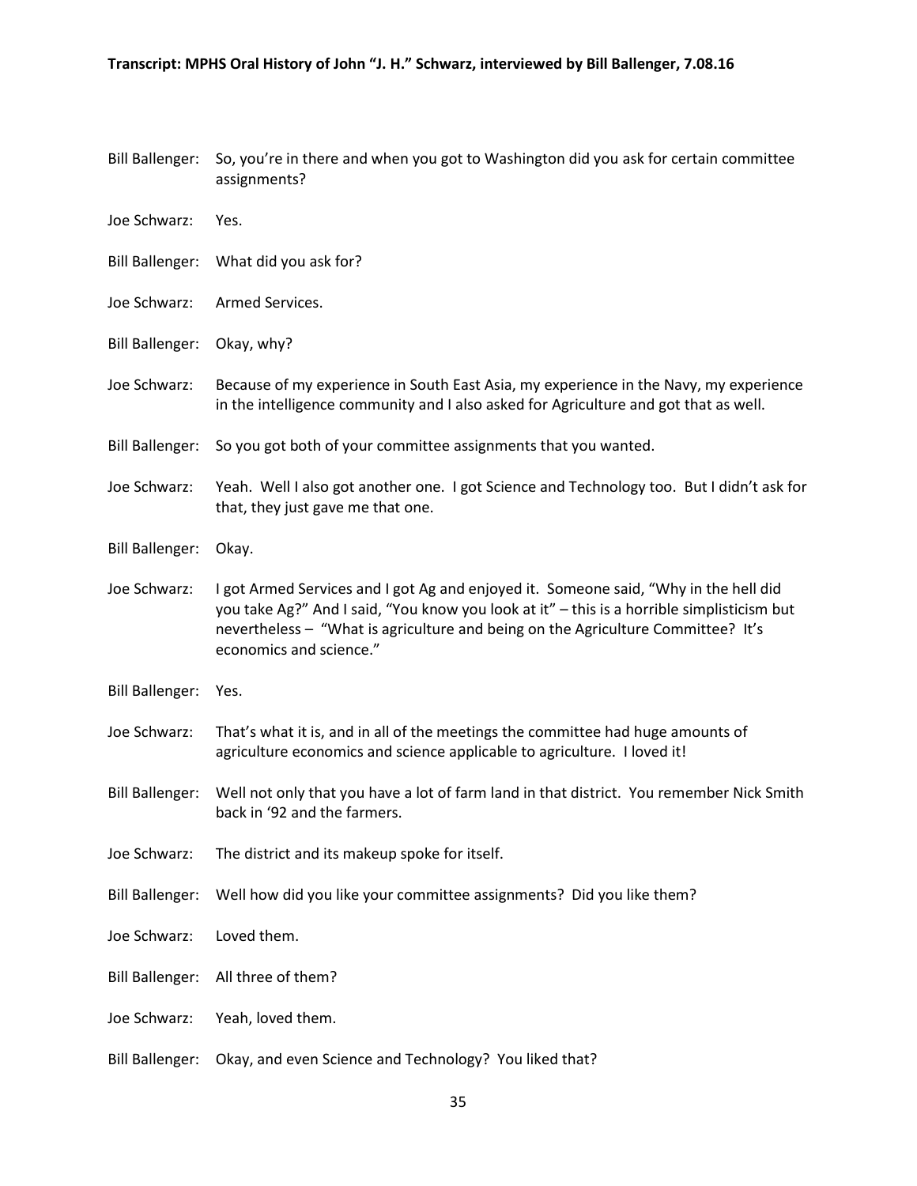Bill Ballenger: So, you're in there and when you got to Washington did you ask for certain committee assignments?

Joe Schwarz: Yes.

Bill Ballenger: What did you ask for?

Joe Schwarz: Armed Services.

Bill Ballenger: Okay, why?

Joe Schwarz: Because of my experience in South East Asia, my experience in the Navy, my experience in the intelligence community and I also asked for Agriculture and got that as well.

Bill Ballenger: So you got both of your committee assignments that you wanted.

Joe Schwarz: Yeah. Well I also got another one. I got Science and Technology too. But I didn't ask for that, they just gave me that one.

Bill Ballenger: Okay.

Joe Schwarz: I got Armed Services and I got Ag and enjoyed it. Someone said, "Why in the hell did you take Ag?" And I said, "You know you look at it" – this is a horrible simplisticism but nevertheless – "What is agriculture and being on the Agriculture Committee? It's economics and science."

Bill Ballenger: Yes.

Joe Schwarz: That's what it is, and in all of the meetings the committee had huge amounts of agriculture economics and science applicable to agriculture. I loved it!

Bill Ballenger: Well not only that you have a lot of farm land in that district. You remember Nick Smith back in '92 and the farmers.

Joe Schwarz: The district and its makeup spoke for itself.

Bill Ballenger: Well how did you like your committee assignments? Did you like them?

Joe Schwarz: Loved them.

Bill Ballenger: All three of them?

Joe Schwarz: Yeah, loved them.

Bill Ballenger: Okay, and even Science and Technology? You liked that?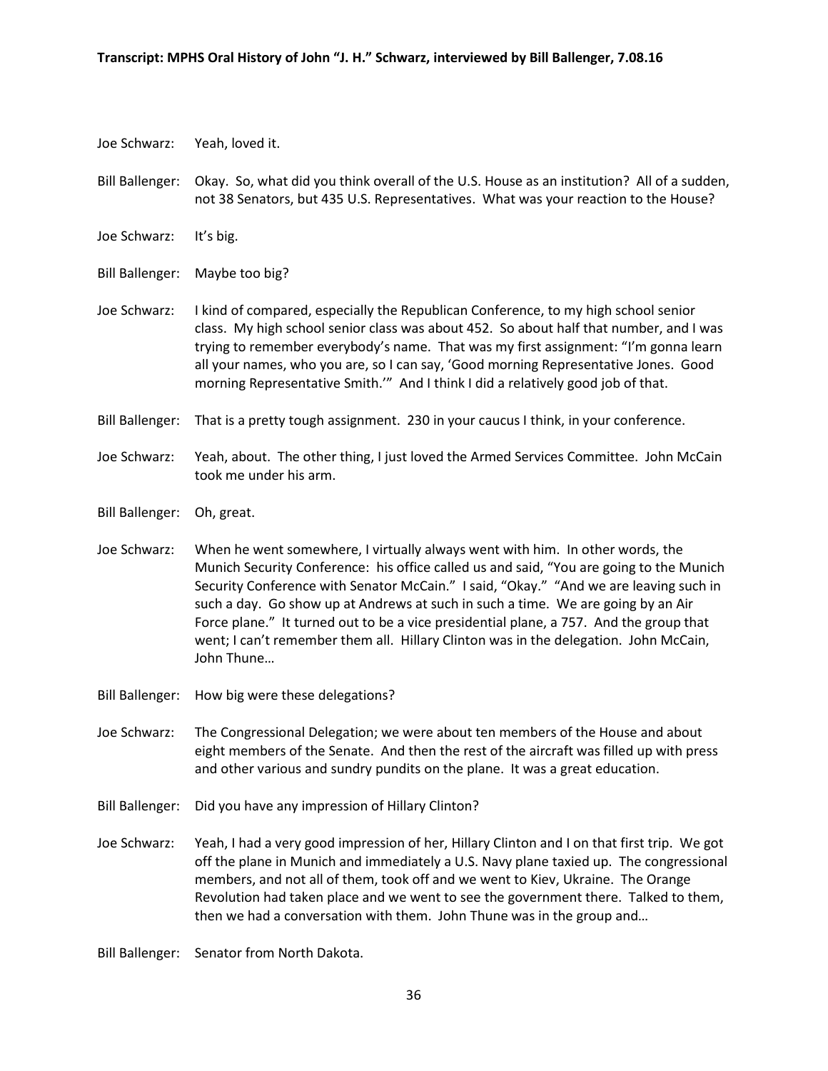Joe Schwarz: Yeah, loved it.

Bill Ballenger: Okay. So, what did you think overall of the U.S. House as an institution? All of a sudden, not 38 Senators, but 435 U.S. Representatives. What was your reaction to the House?

Joe Schwarz: It's big.

Bill Ballenger: Maybe too big?

Joe Schwarz: I kind of compared, especially the Republican Conference, to my high school senior class. My high school senior class was about 452. So about half that number, and I was trying to remember everybody's name. That was my first assignment: "I'm gonna learn all your names, who you are, so I can say, 'Good morning Representative Jones. Good morning Representative Smith.'" And I think I did a relatively good job of that.

Bill Ballenger: That is a pretty tough assignment. 230 in your caucus I think, in your conference.

Joe Schwarz: Yeah, about. The other thing, I just loved the Armed Services Committee. John McCain took me under his arm.

Bill Ballenger: Oh, great.

Joe Schwarz: When he went somewhere, I virtually always went with him. In other words, the Munich Security Conference: his office called us and said, "You are going to the Munich Security Conference with Senator McCain." I said, "Okay." "And we are leaving such in such a day. Go show up at Andrews at such in such a time. We are going by an Air Force plane." It turned out to be a vice presidential plane, a 757. And the group that went; I can't remember them all. Hillary Clinton was in the delegation. John McCain, John Thune…

Bill Ballenger: How big were these delegations?

Joe Schwarz: The Congressional Delegation; we were about ten members of the House and about eight members of the Senate. And then the rest of the aircraft was filled up with press and other various and sundry pundits on the plane. It was a great education.

Bill Ballenger: Did you have any impression of Hillary Clinton?

Joe Schwarz: Yeah, I had a very good impression of her, Hillary Clinton and I on that first trip. We got off the plane in Munich and immediately a U.S. Navy plane taxied up. The congressional members, and not all of them, took off and we went to Kiev, Ukraine. The Orange Revolution had taken place and we went to see the government there. Talked to them, then we had a conversation with them. John Thune was in the group and…

Bill Ballenger: Senator from North Dakota.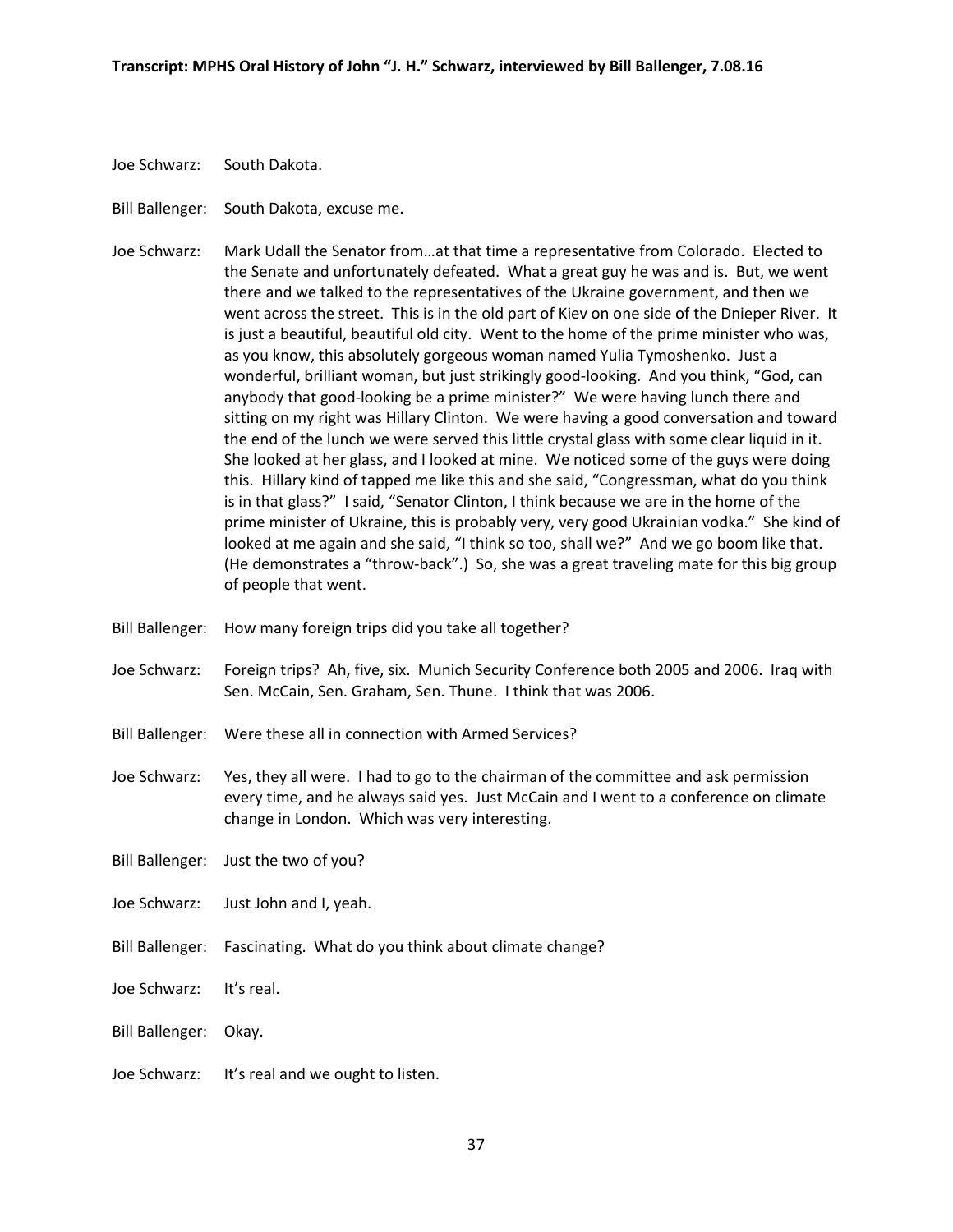Joe Schwarz: South Dakota.

Bill Ballenger: South Dakota, excuse me.

Joe Schwarz: Mark Udall the Senator from…at that time a representative from Colorado. Elected to the Senate and unfortunately defeated. What a great guy he was and is. But, we went there and we talked to the representatives of the Ukraine government, and then we went across the street. This is in the old part of Kiev on one side of the Dnieper River. It is just a beautiful, beautiful old city. Went to the home of the prime minister who was, as you know, this absolutely gorgeous woman named Yulia Tymoshenko. Just a wonderful, brilliant woman, but just strikingly good-looking. And you think, "God, can anybody that good-looking be a prime minister?" We were having lunch there and sitting on my right was Hillary Clinton. We were having a good conversation and toward the end of the lunch we were served this little crystal glass with some clear liquid in it. She looked at her glass, and I looked at mine. We noticed some of the guys were doing this. Hillary kind of tapped me like this and she said, "Congressman, what do you think is in that glass?" I said, "Senator Clinton, I think because we are in the home of the prime minister of Ukraine, this is probably very, very good Ukrainian vodka." She kind of looked at me again and she said, "I think so too, shall we?" And we go boom like that. (He demonstrates a "throw-back".) So, she was a great traveling mate for this big group of people that went.

Bill Ballenger: How many foreign trips did you take all together?

Joe Schwarz: Foreign trips? Ah, five, six. Munich Security Conference both 2005 and 2006. Iraq with Sen. McCain, Sen. Graham, Sen. Thune. I think that was 2006.

Bill Ballenger: Were these all in connection with Armed Services?

Joe Schwarz: Yes, they all were. I had to go to the chairman of the committee and ask permission every time, and he always said yes. Just McCain and I went to a conference on climate change in London. Which was very interesting.

Bill Ballenger: Just the two of you?

Joe Schwarz: Just John and I, yeah.

Bill Ballenger: Fascinating. What do you think about climate change?

Joe Schwarz: It's real.

Bill Ballenger: Okay.

Joe Schwarz: It's real and we ought to listen.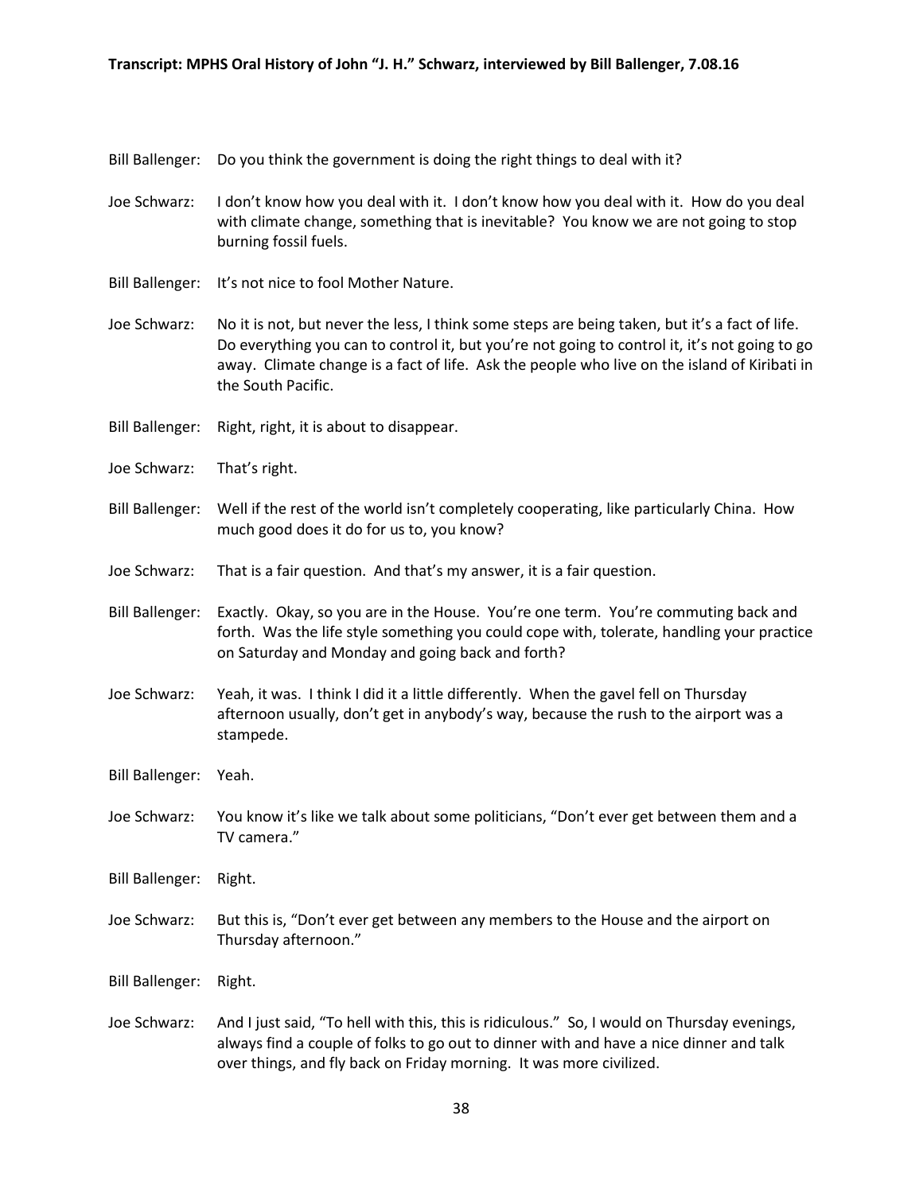Bill Ballenger: Do you think the government is doing the right things to deal with it?

Joe Schwarz: I don't know how you deal with it. I don't know how you deal with it. How do you deal with climate change, something that is inevitable? You know we are not going to stop burning fossil fuels.

Bill Ballenger: It's not nice to fool Mother Nature.

Joe Schwarz: No it is not, but never the less, I think some steps are being taken, but it's a fact of life. Do everything you can to control it, but you're not going to control it, it's not going to go away. Climate change is a fact of life. Ask the people who live on the island of Kiribati in the South Pacific.

Bill Ballenger: Right, right, it is about to disappear.

Joe Schwarz: That's right.

Bill Ballenger: Well if the rest of the world isn't completely cooperating, like particularly China. How much good does it do for us to, you know?

Joe Schwarz: That is a fair question. And that's my answer, it is a fair question.

Bill Ballenger: Exactly. Okay, so you are in the House. You're one term. You're commuting back and forth. Was the life style something you could cope with, tolerate, handling your practice on Saturday and Monday and going back and forth?

Joe Schwarz: Yeah, it was. I think I did it a little differently. When the gavel fell on Thursday afternoon usually, don't get in anybody's way, because the rush to the airport was a stampede.

Bill Ballenger: Yeah.

Joe Schwarz: You know it's like we talk about some politicians, "Don't ever get between them and a TV camera."

Bill Ballenger: Right.

Joe Schwarz: But this is, "Don't ever get between any members to the House and the airport on Thursday afternoon."

Bill Ballenger: Right.

Joe Schwarz: And I just said, "To hell with this, this is ridiculous." So, I would on Thursday evenings, always find a couple of folks to go out to dinner with and have a nice dinner and talk over things, and fly back on Friday morning. It was more civilized.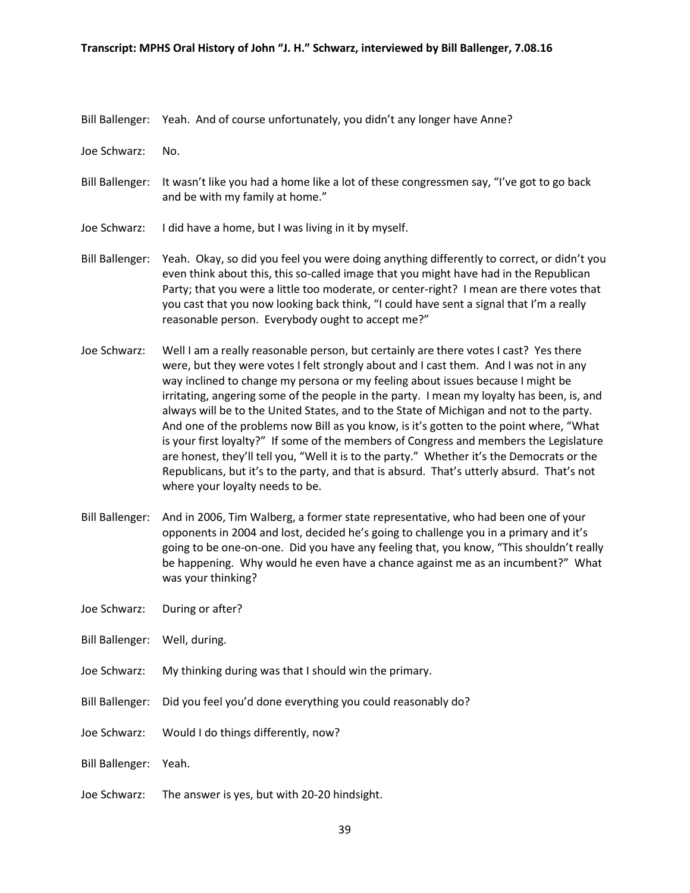Bill Ballenger: Yeah. And of course unfortunately, you didn't any longer have Anne?

Joe Schwarz: No.

Bill Ballenger: It wasn't like you had a home like a lot of these congressmen say, "I've got to go back and be with my family at home."

Joe Schwarz: I did have a home, but I was living in it by myself.

Bill Ballenger: Yeah. Okay, so did you feel you were doing anything differently to correct, or didn't you even think about this, this so-called image that you might have had in the Republican Party; that you were a little too moderate, or center-right? I mean are there votes that you cast that you now looking back think, "I could have sent a signal that I'm a really reasonable person. Everybody ought to accept me?"

Joe Schwarz: Well I am a really reasonable person, but certainly are there votes I cast? Yes there were, but they were votes I felt strongly about and I cast them. And I was not in any way inclined to change my persona or my feeling about issues because I might be irritating, angering some of the people in the party. I mean my loyalty has been, is, and always will be to the United States, and to the State of Michigan and not to the party. And one of the problems now Bill as you know, is it's gotten to the point where, "What is your first loyalty?" If some of the members of Congress and members the Legislature are honest, they'll tell you, "Well it is to the party." Whether it's the Democrats or the Republicans, but it's to the party, and that is absurd. That's utterly absurd. That's not where your loyalty needs to be.

Bill Ballenger: And in 2006, Tim Walberg, a former state representative, who had been one of your opponents in 2004 and lost, decided he's going to challenge you in a primary and it's going to be one-on-one. Did you have any feeling that, you know, "This shouldn't really be happening. Why would he even have a chance against me as an incumbent?" What was your thinking?

Joe Schwarz: During or after?

Bill Ballenger: Well, during.

Joe Schwarz: My thinking during was that I should win the primary.

Bill Ballenger: Did you feel you'd done everything you could reasonably do?

Joe Schwarz: Would I do things differently, now?

Bill Ballenger: Yeah.

Joe Schwarz: The answer is yes, but with 20-20 hindsight.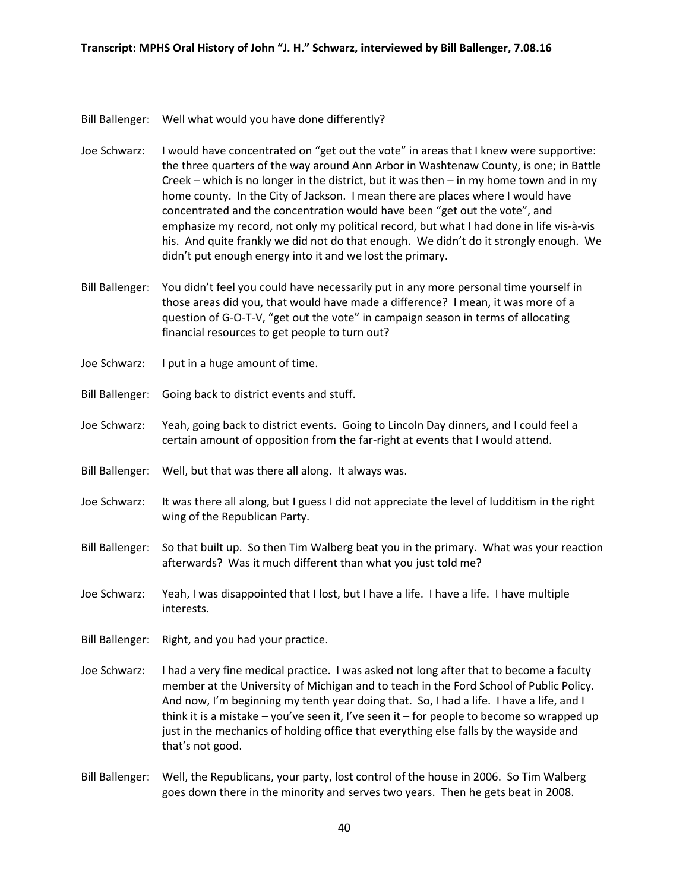Bill Ballenger: Well what would you have done differently?

Joe Schwarz: I would have concentrated on "get out the vote" in areas that I knew were supportive: the three quarters of the way around Ann Arbor in Washtenaw County, is one; in Battle Creek – which is no longer in the district, but it was then – in my home town and in my home county. In the City of Jackson. I mean there are places where I would have concentrated and the concentration would have been "get out the vote", and emphasize my record, not only my political record, but what I had done in life vis-à-vis his. And quite frankly we did not do that enough. We didn't do it strongly enough. We didn't put enough energy into it and we lost the primary.

Bill Ballenger: You didn't feel you could have necessarily put in any more personal time yourself in those areas did you, that would have made a difference? I mean, it was more of a question of G-O-T-V, "get out the vote" in campaign season in terms of allocating financial resources to get people to turn out?

Joe Schwarz: I put in a huge amount of time.

Bill Ballenger: Going back to district events and stuff.

Joe Schwarz: Yeah, going back to district events. Going to Lincoln Day dinners, and I could feel a certain amount of opposition from the far-right at events that I would attend.

Bill Ballenger: Well, but that was there all along. It always was.

Joe Schwarz: It was there all along, but I guess I did not appreciate the level of ludditism in the right wing of the Republican Party.

Bill Ballenger: So that built up. So then Tim Walberg beat you in the primary. What was your reaction afterwards? Was it much different than what you just told me?

Joe Schwarz: Yeah, I was disappointed that I lost, but I have a life. I have a life. I have multiple interests.

Bill Ballenger: Right, and you had your practice.

Joe Schwarz: I had a very fine medical practice. I was asked not long after that to become a faculty member at the University of Michigan and to teach in the Ford School of Public Policy. And now, I'm beginning my tenth year doing that. So, I had a life. I have a life, and I think it is a mistake – you've seen it, I've seen it – for people to become so wrapped up just in the mechanics of holding office that everything else falls by the wayside and that's not good.

Bill Ballenger: Well, the Republicans, your party, lost control of the house in 2006. So Tim Walberg goes down there in the minority and serves two years. Then he gets beat in 2008.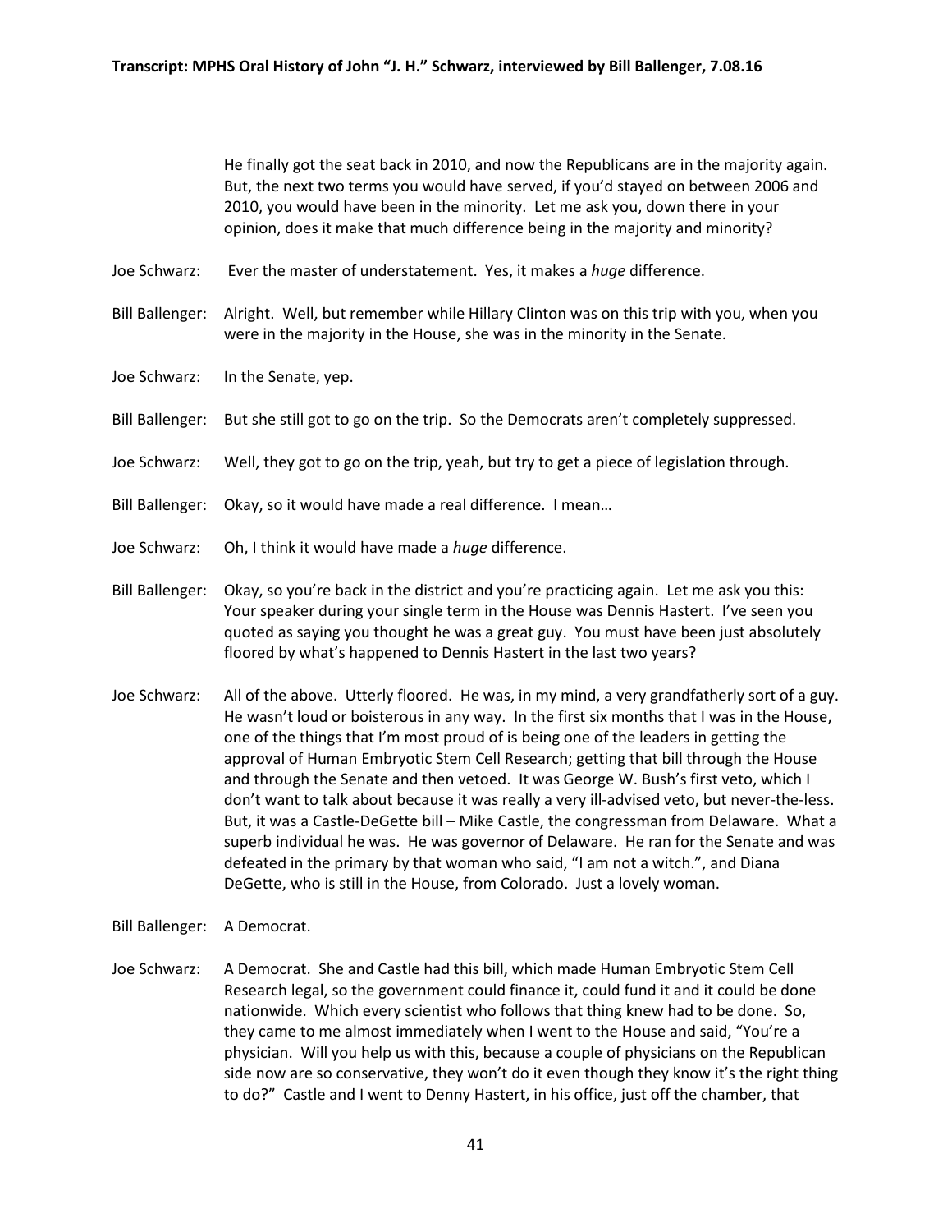He finally got the seat back in 2010, and now the Republicans are in the majority again. But, the next two terms you would have served, if you'd stayed on between 2006 and 2010, you would have been in the minority. Let me ask you, down there in your opinion, does it make that much difference being in the majority and minority?

Joe Schwarz: Ever the master of understatement. Yes, it makes a *huge* difference.

Bill Ballenger: Alright. Well, but remember while Hillary Clinton was on this trip with you, when you were in the majority in the House, she was in the minority in the Senate.

Joe Schwarz: In the Senate, yep.

Bill Ballenger: But she still got to go on the trip. So the Democrats aren't completely suppressed.

Joe Schwarz: Well, they got to go on the trip, yeah, but try to get a piece of legislation through.

Bill Ballenger: Okay, so it would have made a real difference. I mean…

Joe Schwarz: Oh, I think it would have made a *huge* difference.

Bill Ballenger: Okay, so you're back in the district and you're practicing again. Let me ask you this: Your speaker during your single term in the House was Dennis Hastert. I've seen you quoted as saying you thought he was a great guy. You must have been just absolutely floored by what's happened to Dennis Hastert in the last two years?

Joe Schwarz: All of the above. Utterly floored. He was, in my mind, a very grandfatherly sort of a guy. He wasn't loud or boisterous in any way. In the first six months that I was in the House, one of the things that I'm most proud of is being one of the leaders in getting the approval of Human Embryotic Stem Cell Research; getting that bill through the House and through the Senate and then vetoed. It was George W. Bush's first veto, which I don't want to talk about because it was really a very ill-advised veto, but never-the-less. But, it was a Castle-DeGette bill – Mike Castle, the congressman from Delaware. What a superb individual he was. He was governor of Delaware. He ran for the Senate and was defeated in the primary by that woman who said, "I am not a witch.", and Diana DeGette, who is still in the House, from Colorado. Just a lovely woman.

Bill Ballenger: A Democrat.

Joe Schwarz: A Democrat. She and Castle had this bill, which made Human Embryotic Stem Cell Research legal, so the government could finance it, could fund it and it could be done nationwide. Which every scientist who follows that thing knew had to be done. So, they came to me almost immediately when I went to the House and said, "You're a physician. Will you help us with this, because a couple of physicians on the Republican side now are so conservative, they won't do it even though they know it's the right thing to do?" Castle and I went to Denny Hastert, in his office, just off the chamber, that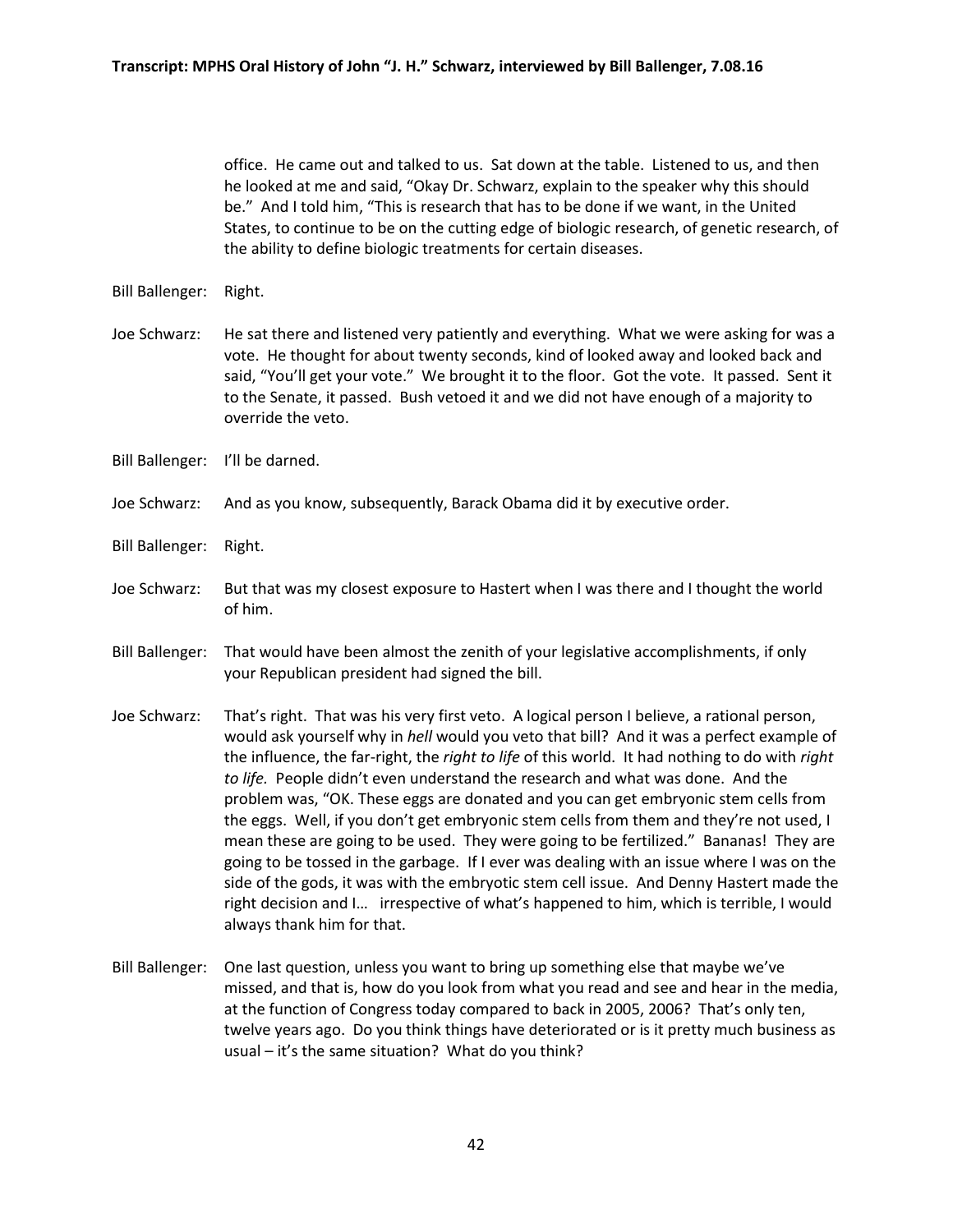office. He came out and talked to us. Sat down at the table. Listened to us, and then he looked at me and said, "Okay Dr. Schwarz, explain to the speaker why this should be." And I told him, "This is research that has to be done if we want, in the United States, to continue to be on the cutting edge of biologic research, of genetic research, of the ability to define biologic treatments for certain diseases.

Bill Ballenger: Right.

Joe Schwarz: He sat there and listened very patiently and everything. What we were asking for was a vote. He thought for about twenty seconds, kind of looked away and looked back and said, "You'll get your vote." We brought it to the floor. Got the vote. It passed. Sent it to the Senate, it passed. Bush vetoed it and we did not have enough of a majority to override the veto.

Bill Ballenger: I'll be darned.

Joe Schwarz: And as you know, subsequently, Barack Obama did it by executive order.

Bill Ballenger: Right.

Joe Schwarz: But that was my closest exposure to Hastert when I was there and I thought the world of him.

Bill Ballenger: That would have been almost the zenith of your legislative accomplishments, if only your Republican president had signed the bill.

Joe Schwarz: That's right. That was his very first veto. A logical person I believe, a rational person, would ask yourself why in *hell* would you veto that bill? And it was a perfect example of the influence, the far-right, the *right to life* of this world. It had nothing to do with *right to life.* People didn't even understand the research and what was done. And the problem was, "OK. These eggs are donated and you can get embryonic stem cells from the eggs. Well, if you don't get embryonic stem cells from them and they're not used, I mean these are going to be used. They were going to be fertilized." Bananas! They are going to be tossed in the garbage. If I ever was dealing with an issue where I was on the side of the gods, it was with the embryotic stem cell issue. And Denny Hastert made the right decision and I… irrespective of what's happened to him, which is terrible, I would always thank him for that.

Bill Ballenger: One last question, unless you want to bring up something else that maybe we've missed, and that is, how do you look from what you read and see and hear in the media, at the function of Congress today compared to back in 2005, 2006? That's only ten, twelve years ago. Do you think things have deteriorated or is it pretty much business as usual – it's the same situation? What do you think?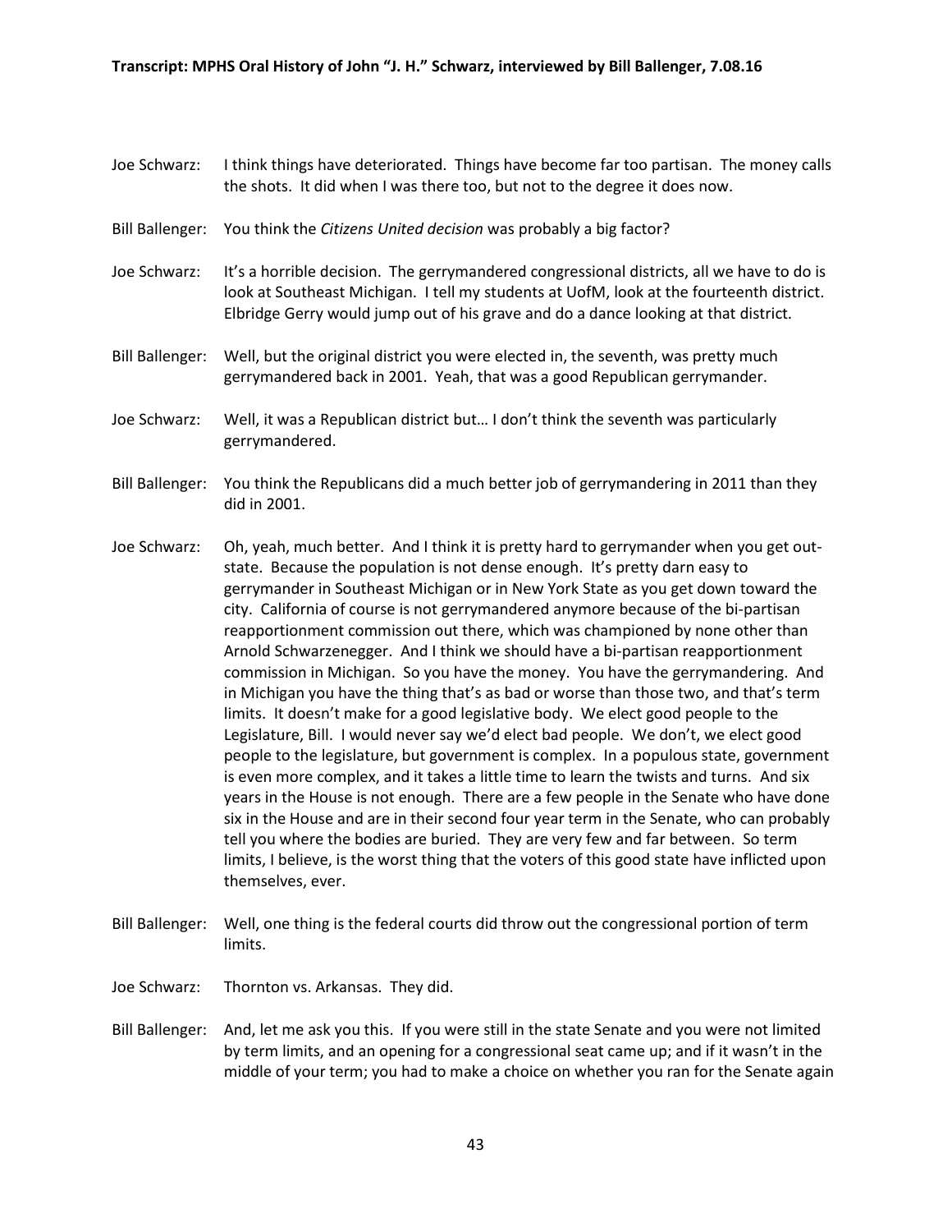Joe Schwarz: I think things have deteriorated. Things have become far too partisan. The money calls the shots. It did when I was there too, but not to the degree it does now.

Bill Ballenger: You think the *Citizens United decision* was probably a big factor?

Joe Schwarz: It's a horrible decision. The gerrymandered congressional districts, all we have to do is look at Southeast Michigan. I tell my students at UofM, look at the fourteenth district. Elbridge Gerry would jump out of his grave and do a dance looking at that district.

Bill Ballenger: Well, but the original district you were elected in, the seventh, was pretty much gerrymandered back in 2001. Yeah, that was a good Republican gerrymander.

Joe Schwarz: Well, it was a Republican district but… I don't think the seventh was particularly gerrymandered.

Bill Ballenger: You think the Republicans did a much better job of gerrymandering in 2011 than they did in 2001.

Joe Schwarz: Oh, yeah, much better. And I think it is pretty hard to gerrymander when you get out-state. Because the population is not dense enough. It's pretty darn easy to gerrymander in Southeast Michigan or in New York State as you get down toward the city. California of course is not gerrymandered anymore because of the bi-partisan reapportionment commission out there, which was championed by none other than Arnold Schwarzenegger. And I think we should have a bi-partisan reapportionment commission in Michigan. So you have the money. You have the gerrymandering. And in Michigan you have the thing that's as bad or worse than those two, and that's term limits. It doesn't make for a good legislative body. We elect good people to the Legislature, Bill. I would never say we'd elect bad people. We don't, we elect good people to the legislature, but government is complex. In a populous state, government is even more complex, and it takes a little time to learn the twists and turns. And six years in the House is not enough. There are a few people in the Senate who have done six in the House and are in their second four year term in the Senate, who can probably tell you where the bodies are buried. They are very few and far between. So term limits, I believe, is the worst thing that the voters of this good state have inflicted upon themselves, ever.

Bill Ballenger: Well, one thing is the federal courts did throw out the congressional portion of term limits.

Joe Schwarz: Thornton vs. Arkansas. They did.

Bill Ballenger: And, let me ask you this. If you were still in the state Senate and you were not limited by term limits, and an opening for a congressional seat came up; and if it wasn't in the middle of your term; you had to make a choice on whether you ran for the Senate again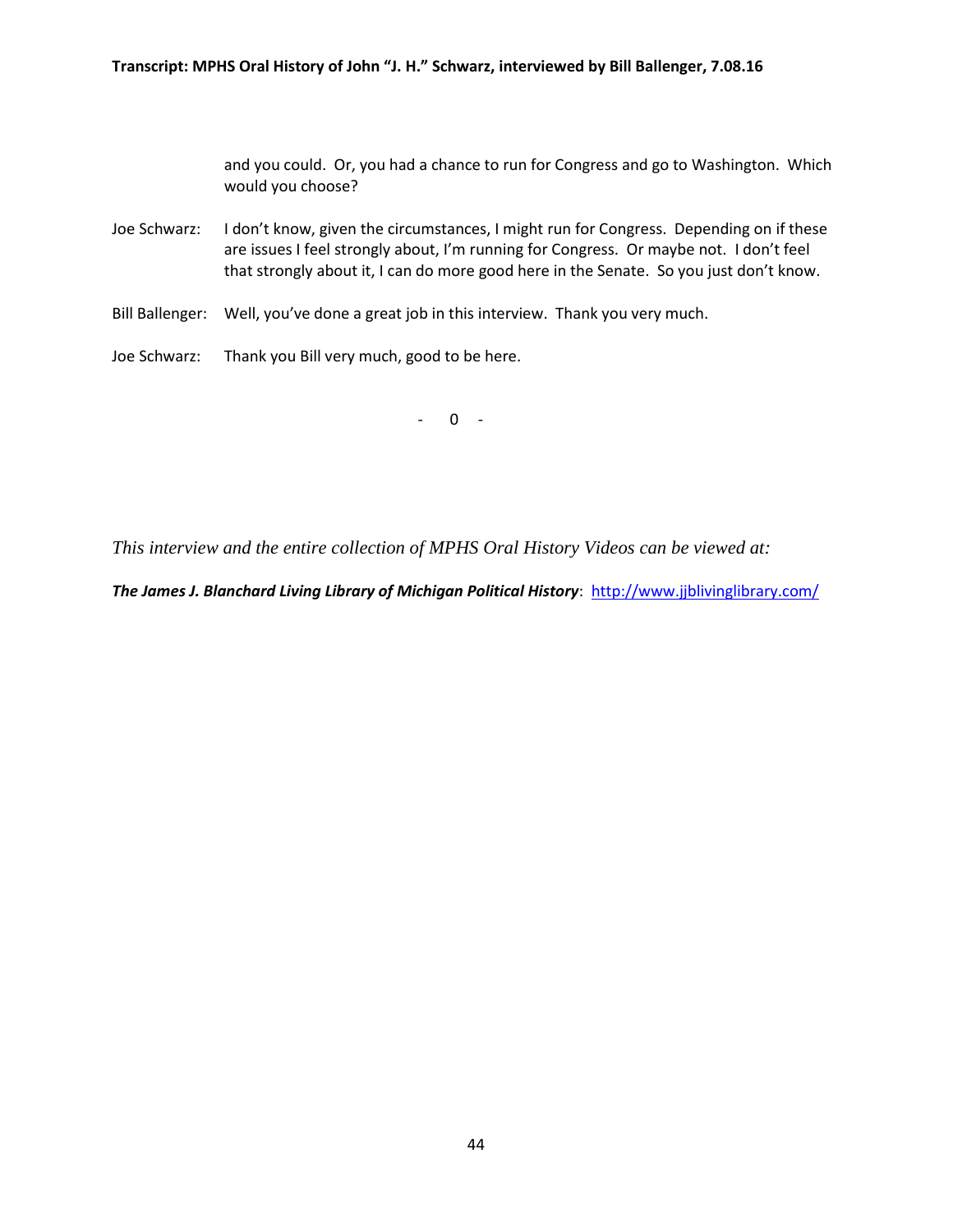and you could. Or, you had a chance to run for Congress and go to Washington. Which would you choose?

Joe Schwarz: I don't know, given the circumstances, I might run for Congress. Depending on if these are issues I feel strongly about, I'm running for Congress. Or maybe not. I don't feel that strongly about it, I can do more good here in the Senate. So you just don't know.

Bill Ballenger: Well, you've done a great job in this interview. Thank you very much.

Joe Schwarz: Thank you Bill very much, good to be here.

- 0 -

*This interview and the entire collection of MPHS Oral History Videos can be viewed at:*

***The James J. Blanchard Living Library of Michigan Political History***: http://www.jjblivinglibrary.com/